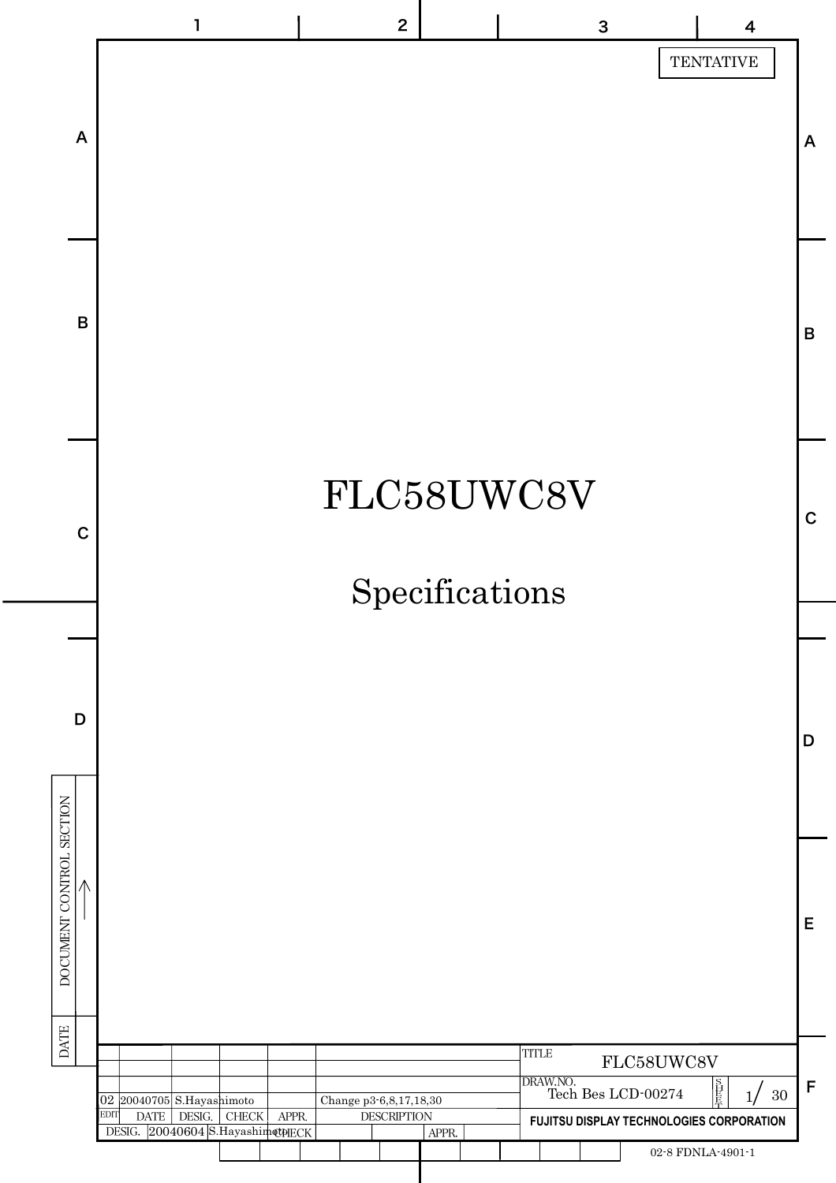TENTATIVE

# FLC58UWC8V

## Specifications

| | | | | | |
|---|---|---|---|---|---|
| 02 | 20040705 | S.Hayashimoto | | | Change p3-6,8,17,18,30 |
| EDIT | DATE | DESIG. | CHECK | APPR. | DESCRIPTION |

DESIG. 20040604 S.Hayashimoto CHECK APPR.

TITLE: FLC58UWC8V

DRAW.NO.: Tech Bes LCD-00274

FUJITSU DISPLAY TECHNOLOGIES CORPORATION

02-8 FDNLA-4901-1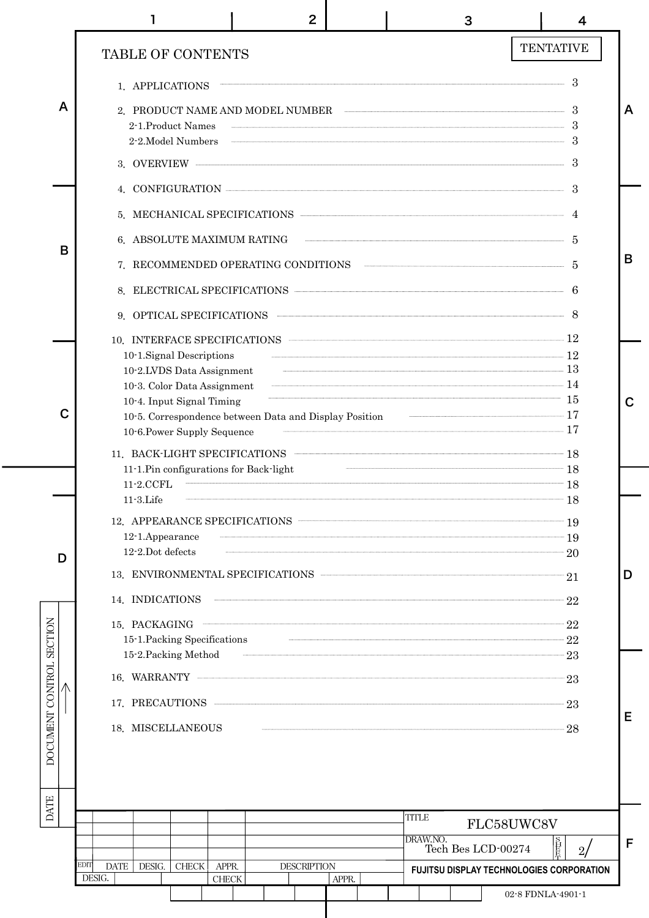TENTATIVE

# TABLE OF CONTENTS

1. APPLICATIONS ..... 3
2. PRODUCT NAME AND MODEL NUMBER ..... 3
   - 2-1.Product Names ..... 3
   - 2-2.Model Numbers ..... 3
3. OVERVIEW ..... 3
4. CONFIGURATION ..... 3
5. MECHANICAL SPECIFICATIONS ..... 4
6. ABSOLUTE MAXIMUM RATING ..... 5
7. RECOMMENDED OPERATING CONDITIONS ..... 5
8. ELECTRICAL SPECIFICATIONS ..... 6
9. OPTICAL SPECIFICATIONS ..... 8
10. INTERFACE SPECIFICATIONS ..... 12
    - 10-1.Signal Descriptions ..... 12
    - 10-2.LVDS Data Assignment ..... 13
    - 10-3. Color Data Assignment ..... 14
    - 10-4. Input Signal Timing ..... 15
    - 10-5. Correspondence between Data and Display Position ..... 17
    - 10-6.Power Supply Sequence ..... 17
11. BACK-LIGHT SPECIFICATIONS ..... 18
    - 11-1.Pin configurations for Back-light ..... 18
    - 11-2.CCFL ..... 18
    - 11-3.Life ..... 18
12. APPEARANCE SPECIFICATIONS ..... 19
    - 12-1.Appearance ..... 19
    - 12-2.Dot defects ..... 20
13. ENVIRONMENTAL SPECIFICATIONS ..... 21
14. INDICATIONS ..... 22
15. PACKAGING ..... 22
    - 15-1.Packing Specifications ..... 22
    - 15-2.Packing Method ..... 23
16. WARRANTY ..... 23
17. PRECAUTIONS ..... 23
18. MISCELLANEOUS ..... 28

| TITLE | FLC58UWC8V |
|---|---|
| DRAW.NO. | Tech Bes LCD-00274 |
| SHEET | 2 |

FUJITSU DISPLAY TECHNOLOGIES CORPORATION

02-8 FDNLA-4901-1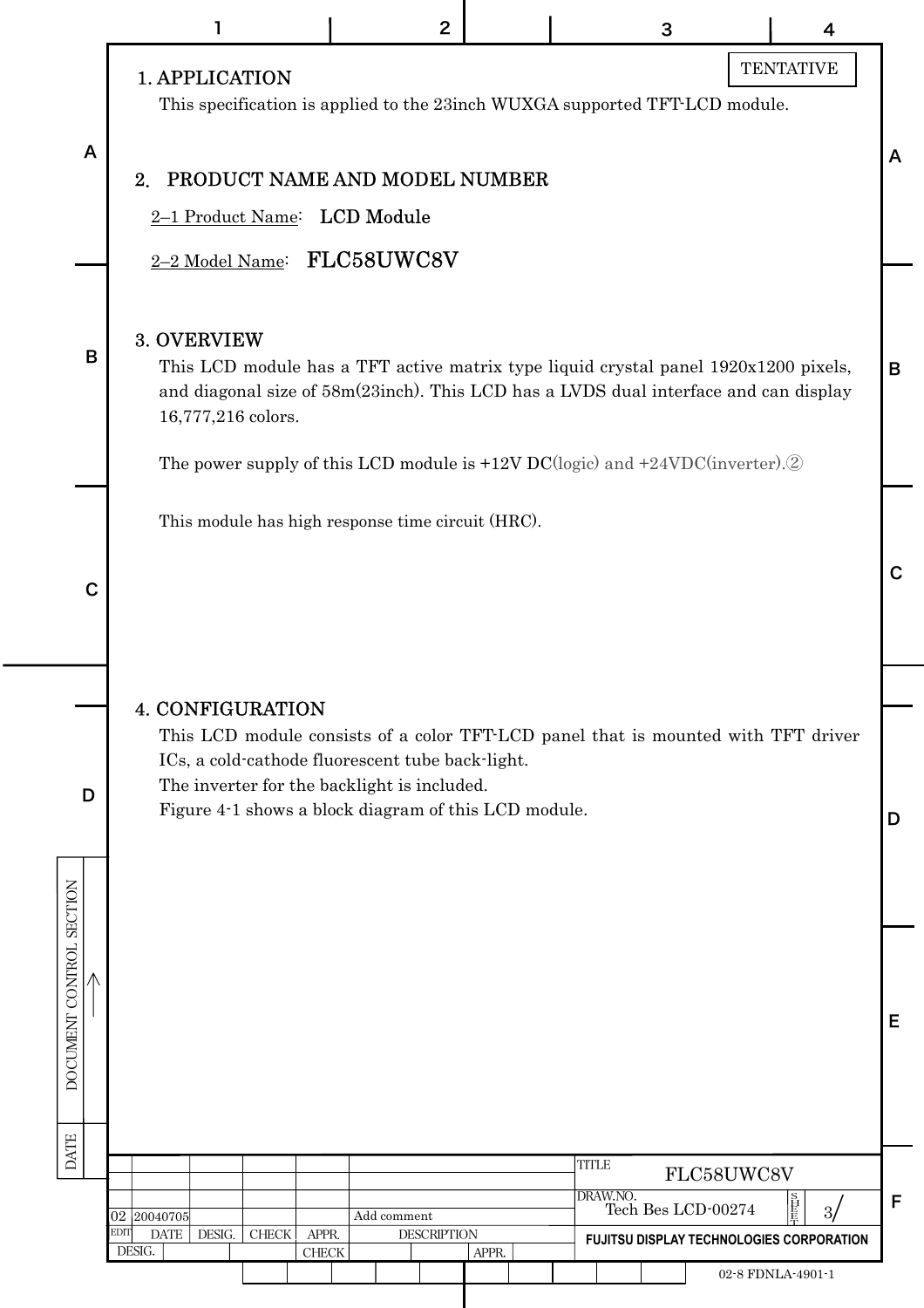TENTATIVE

## 1. APPLICATION

This specification is applied to the 23inch WUXGA supported TFT-LCD module.

## 2. PRODUCT NAME AND MODEL NUMBER

2–1 Product Name: LCD Module

2–2 Model Name: FLC58UWC8V

## 3. OVERVIEW

This LCD module has a TFT active matrix type liquid crystal panel 1920x1200 pixels, and diagonal size of 58m(23inch). This LCD has a LVDS dual interface and can display 16,777,216 colors.

The power supply of this LCD module is +12V DC(logic) and +24VDC(inverter).②

This module has high response time circuit (HRC).

## 4. CONFIGURATION

This LCD module consists of a color TFT-LCD panel that is mounted with TFT driver ICs, a cold-cathode fluorescent tube back-light.
The inverter for the backlight is included.
Figure 4-1 shows a block diagram of this LCD module.

| EDIT | DATE | DESIG. | CHECK | APPR. | DESCRIPTION |
|---|---|---|---|---|---|
| 02 | 20040705 | | | | Add comment |

TITLE: FLC58UWC8V

DRAW.NO.: Tech Bes LCD-00274 SHEET 3/

FUJITSU DISPLAY TECHNOLOGIES CORPORATION

02-8 FDNLA-4901-1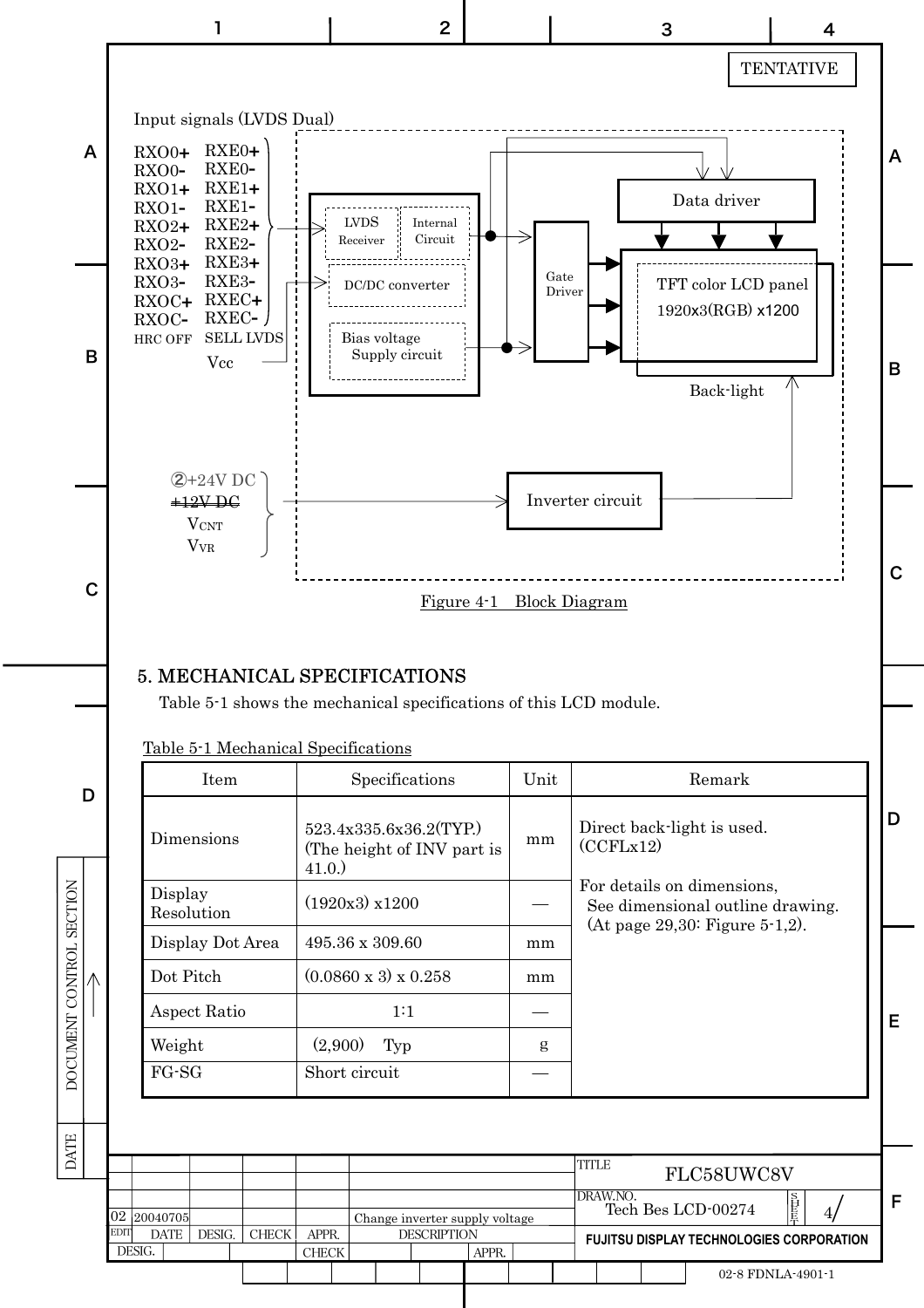TENTATIVE

Input signals (LVDS Dual)

RXO0+ RXE0+
RXO0- RXE0-
RXO1+ RXE1+
RXO1- RXE1-
RXO2+ RXE2+
RXO2- RXE2-
RXO3+ RXE3+
RXO3- RXE3-
RXOC+ RXEC+
RXOC- RXEC-
HRC OFF SELL LVDS
Vcc

LVDS Receiver
Internal Circuit
DC/DC converter
Bias voltage Supply circuit
Gate Driver
Data driver
TFT color LCD panel 1920x3(RGB) x1200
Back-light

②+24V DC
~~+12V DC~~
$V_{CNT}$
$V_{VR}$

Inverter circuit

Figure 4-1 Block Diagram

## 5. MECHANICAL SPECIFICATIONS

Table 5-1 shows the mechanical specifications of this LCD module.

Table 5-1 Mechanical Specifications

| Item | Specifications | Unit | Remark |
|---|---|---|---|
| Dimensions | 523.4x335.6x36.2(TYP.) (The height of INV part is 41.0.) | mm | Direct back-light is used. (CCFLx12)<br><br>For details on dimensions, See dimensional outline drawing. (At page 29,30: Figure 5-1,2). |
| Display Resolution | (1920x3) x1200 | — | |
| Display Dot Area | 495.36 x 309.60 | mm | |
| Dot Pitch | (0.0860 x 3) x 0.258 | mm | |
| Aspect Ratio | 1:1 | — | |
| Weight | (2,900) Typ | g | |
| FG-SG | Short circuit | — | |

| EDIT | DATE | DESIG. | CHECK | APPR. | DESCRIPTION |
|---|---|---|---|---|---|
| 02 | 20040705 | | | | Change inverter supply voltage |

TITLE: FLC58UWC8V
DRAW.NO.: Tech Bes LCD-00274
SHEET: 4
FUJITSU DISPLAY TECHNOLOGIES CORPORATION

02-8 FDNLA-4901-1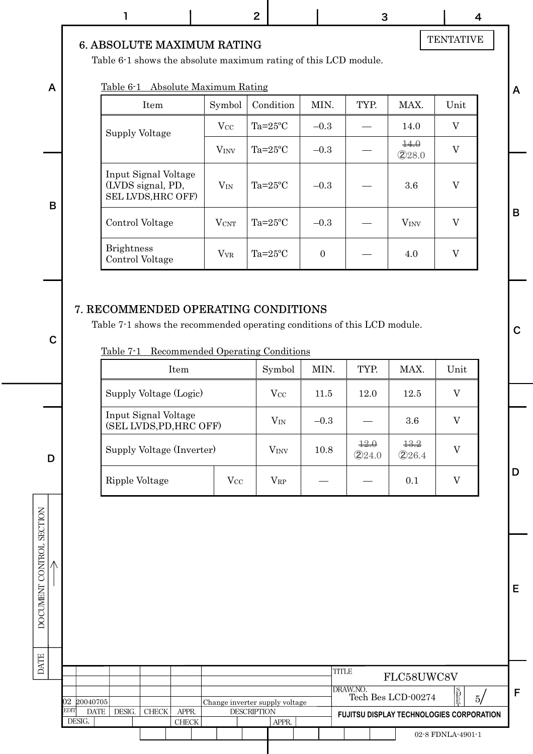TENTATIVE

## 6. ABSOLUTE MAXIMUM RATING

Table 6-1 shows the absolute maximum rating of this LCD module.

Table 6-1 Absolute Maximum Rating

| Item | Symbol | Condition | MIN. | TYP. | MAX. | Unit |
|---|---|---|---|---|---|---|
| Supply Voltage | $V_{CC}$ | Ta=25°C | –0.3 | — | 14.0 | V |
| | $V_{INV}$ | Ta=25°C | –0.3 | — | ~~14.0~~ ②28.0 | V |
| Input Signal Voltage (LVDS signal, PD, SEL LVDS,HRC OFF) | $V_{IN}$ | Ta=25°C | –0.3 | — | 3.6 | V |
| Control Voltage | $V_{CNT}$ | Ta=25°C | –0.3 | — | $V_{INV}$ | V |
| Brightness Control Voltage | $V_{VR}$ | Ta=25°C | 0 | — | 4.0 | V |

## 7. RECOMMENDED OPERATING CONDITIONS

Table 7-1 shows the recommended operating conditions of this LCD module.

Table 7-1 Recommended Operating Conditions

| Item | | Symbol | MIN. | TYP. | MAX. | Unit |
|---|---|---|---|---|---|---|
| Supply Voltage (Logic) | | $V_{CC}$ | 11.5 | 12.0 | 12.5 | V |
| Input Signal Voltage (SEL LVDS,PD,HRC OFF) | | $V_{IN}$ | –0.3 | — | 3.6 | V |
| Supply Voltage (Inverter) | | $V_{INV}$ | 10.8 | ~~12.0~~ ②24.0 | ~~13.2~~ ②26.4 | V |
| Ripple Voltage | $V_{CC}$ | $V_{RP}$ | — | — | 0.1 | V |

| EDIT | DATE | DESIG. | CHECK | APPR. | DESCRIPTION |
|---|---|---|---|---|---|
| 02 | 20040705 | | | | Change inverter supply voltage |

TITLE: FLC58UWC8V

DRAW.NO.: Tech Bes LCD-00274

FUJITSU DISPLAY TECHNOLOGIES CORPORATION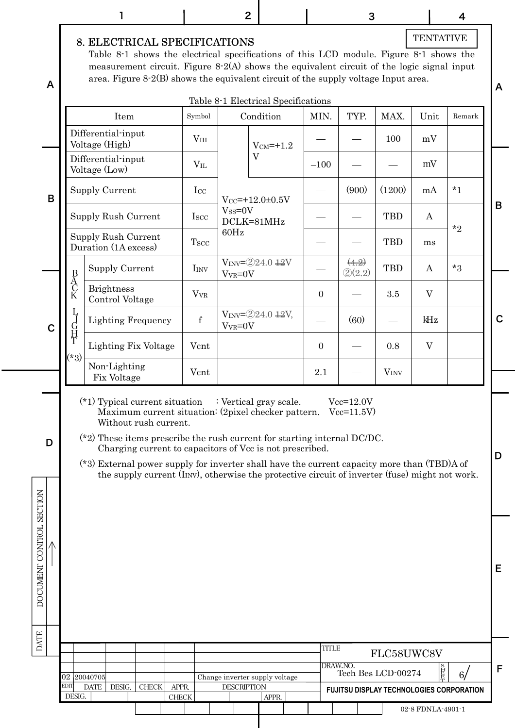TENTATIVE

## 8. ELECTRICAL SPECIFICATIONS

Table 8-1 shows the electrical specifications of this LCD module. Figure 8-1 shows the measurement circuit. Figure 8-2(A) shows the equivalent circuit of the logic signal input area. Figure 8-2(B) shows the equivalent circuit of the supply voltage Input area.

Table 8-1 Electrical Specifications

| Item | | Symbol | Condition | | MIN. | TYP. | MAX. | Unit | Remark |
|---|---|---|---|---|---|---|---|---|---|
| Differential-input Voltage (High) | | $V_{IH}$ | $V_{CC}$=+12.0±0.5V $V_{SS}$=0V DCLK=81MHz 60Hz | $V_{CM}$=+1.2 V | — | — | 100 | mV | |
| Differential-input Voltage (Low) | | $V_{IL}$ | | | −100 | — | — | mV | |
| Supply Current | | $I_{CC}$ | | | — | (900) | (1200) | mA | *1 |
| Supply Rush Current | | $I_{SCC}$ | | | — | — | TBD | A | *2 |
| Supply Rush Current Duration (1A excess) | | $T_{SCC}$ | | | — | — | TBD | ms | |
| BACK LIGHT (*3) | Supply Current | $I_{INV}$ | $V_{INV}$=②24.0 ~~12~~V $V_{VR}$=0V | | — | ~~(4.2)~~ ②(2.2) | TBD | A | *3 |
| | Brightness Control Voltage | $V_{VR}$ | | | 0 | — | 3.5 | V | |
| | Lighting Frequency | f | $V_{INV}$=②24.0 ~~12~~V, $V_{VR}$=0V | | — | (60) | — | kHz | |
| | Lighting Fix Voltage | Vcnt | | | 0 | — | 0.8 | V | |
| | Non-Lighting Fix Voltage | Vcnt | | | 2.1 | — | $V_{INV}$ | | |

(*1) Typical current situation : Vertical gray scale. Vcc=12.0V
Maximum current situation: (2pixel checker pattern. Vcc=11.5V)
Without rush current.

(*2) These items prescribe the rush current for starting internal DC/DC.
Charging current to capacitors of Vcc is not prescribed.

(*3) External power supply for inverter shall have the current capacity more than (TBD)A of the supply current ($I_{INV}$), otherwise the protective circuit of inverter (fuse) might not work.

| EDIT | DATE | DESCRIPTION |
|---|---|---|
| 02 | 20040705 | Change inverter supply voltage |

TITLE: FLC58UWC8V
DRAW.NO.: Tech Bes LCD-00274
FUJITSU DISPLAY TECHNOLOGIES CORPORATION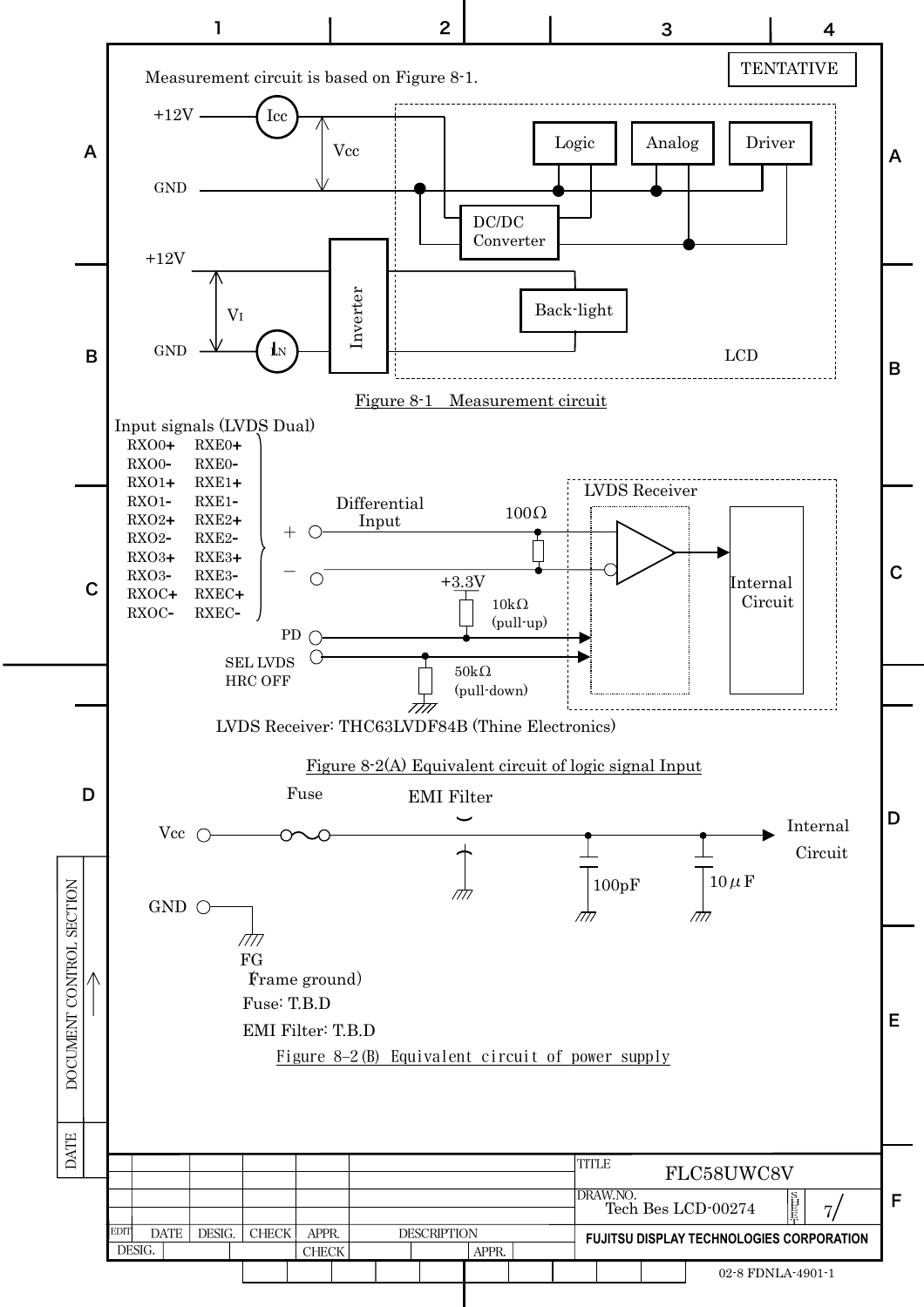TENTATIVE

Measurement circuit is based on Figure 8-1.

+12V — Icc — Vcc

GND

Logic | Analog | Driver

DC/DC Converter

+12V

$V_I$

GND — $I_{IN}$ — Inverter

Back-light

LCD

Figure 8-1 Measurement circuit

Input signals (LVDS Dual)

| | |
|---|---|
| RXO0+ | RXE0+ |
| RXO0- | RXE0- |
| RXO1+ | RXE1+ |
| RXO1- | RXE1- |
| RXO2+ | RXE2+ |
| RXO2- | RXE2- |
| RXO3+ | RXE3+ |
| RXO3- | RXE3- |
| RXOC+ | RXEC+ |
| RXOC- | RXEC- |

Differential Input

100Ω

LVDS Receiver

Internal Circuit

+3.3V

10kΩ (pull-up)

PD

SEL LVDS HRC OFF

50kΩ (pull-down)

LVDS Receiver: THC63LVDF84B (Thine Electronics)

Figure 8-2(A) Equivalent circuit of logic signal Input

Vcc — Fuse — EMI Filter — 100pF — 10μF — Internal Circuit

GND — FG (Frame ground)

Fuse: T.B.D

EMI Filter: T.B.D

Figure 8-2(B) Equivalent circuit of power supply

TITLE: FLC58UWC8V

DRAW.NO.: Tech Bes LCD-00274

FUJITSU DISPLAY TECHNOLOGIES CORPORATION

02-8 FDNLA-4901-1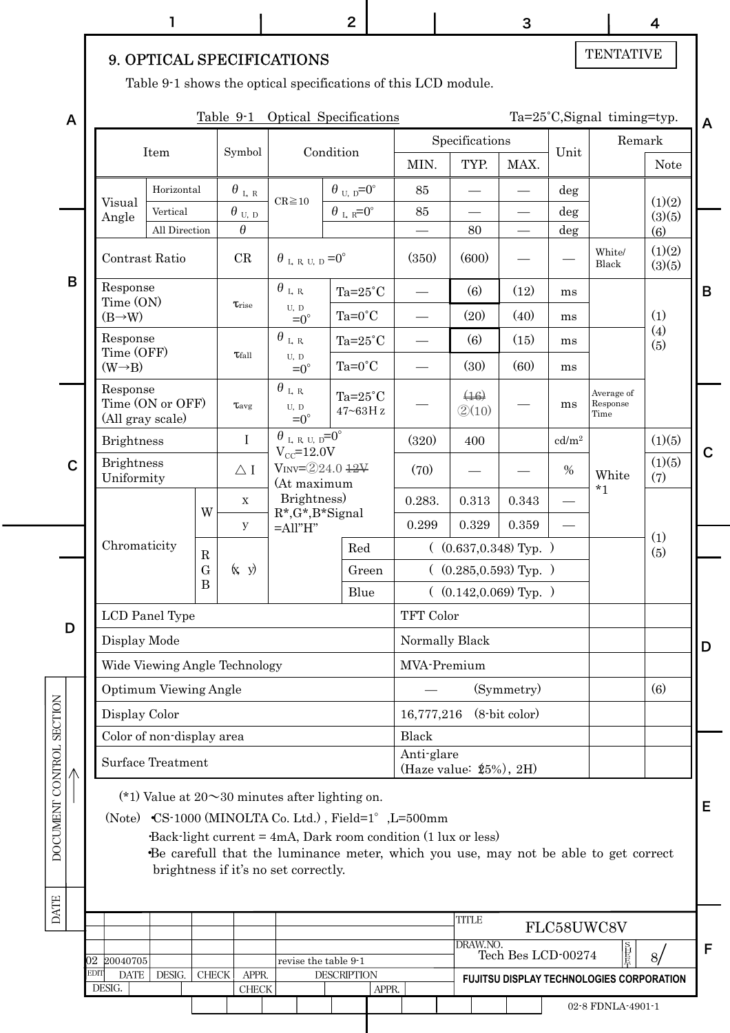## 9. OPTICAL SPECIFICATIONS

TENTATIVE

Table 9-1 shows the optical specifications of this LCD module.

Table 9-1 Optical Specifications — Ta=25˚C,Signal timing=typ.

| Item | | | Symbol | Condition | | MIN. | TYP. | MAX. | Unit | Remark | Note |
|---|---|---|---|---|---|---|---|---|---|---|---|
| Visual Angle | Horizontal | | $\theta_{L, R}$ | CR≧10 | $\theta_{U, D}$=0° | 85 | — | — | deg | | (1)(2)(3)(5)(6) |
| | Vertical | | $\theta_{U, D}$ | | $\theta_{L, R}$=0° | 85 | — | — | deg | | |
| | All Direction | | $\theta$ | | | — | 80 | — | deg | | |
| Contrast Ratio | | | CR | $\theta_{L, R, U, D}$=0° | | (350) | (600) | — | — | White/ Black | (1)(2)(3)(5) |
| Response Time (ON) (B→W) | | | $\tau_{rise}$ | $\theta_{L, R, U, D}$=0° | Ta=25˚C | — | (6) | (12) | ms | | (1)(4)(5) |
| | | | | | Ta=0˚C | — | (20) | (40) | ms | | |
| Response Time (OFF) (W→B) | | | $\tau_{fall}$ | $\theta_{L, R, U, D}$=0° | Ta=25˚C | — | (6) | (15) | ms | | |
| | | | | | Ta=0˚C | — | (30) | (60) | ms | | |
| Response Time (ON or OFF) (All gray scale) | | | $\tau_{avg}$ | $\theta_{L, R, U, D}$=0° | Ta=25˚C 47~63Hz | — | ~~(16)~~ ②(10) | — | ms | Average of Response Time | |
| Brightness | | | I | $\theta_{L, R, U, D}$=0° $V_{CC}$=12.0V $V_{INV}$=②24.0 ~~12V~~ (At maximum Brightness) R*,G*,B*Signal =All"H" | | (320) | 400 | | cd/m² | White *1 | (1)(5) |
| Brightness Uniformity | | | △I | | | (70) | — | — | % | | (1)(5)(7) |
| Chromaticity | W | | x | | | 0.283. | 0.313 | 0.343 | — | | (1)(5) |
| | | | y | | | 0.299 | 0.329 | 0.359 | — | | |
| | RGB | | (x, y) | | Red | ( (0.637,0.348) Typ. ) | | | | | |
| | | | | | Green | ( (0.285,0.593) Typ. ) | | | | | |
| | | | | | Blue | ( (0.142,0.069) Typ. ) | | | | | |
| LCD Panel Type | | | | | | TFT Color | | | | | |
| Display Mode | | | | | | Normally Black | | | | | |
| Wide Viewing Angle Technology | | | | | | MVA-Premium | | | | | |
| Optimum Viewing Angle | | | | | | — (Symmetry) | | | | | (6) |
| Display Color | | | | | | 16,777,216 (8-bit color) | | | | | |
| Color of non-display area | | | | | | Black | | | | | |
| Surface Treatment | | | | | | Anti-glare (Haze value: 25%), 2H) | | | | | |

(*1) Value at 20～30 minutes after lighting on.

(Note)
- CS-1000 (MINOLTA Co. Ltd.) , Field=1°, L=500mm
- Back-light current = 4mA, Dark room condition (1 lux or less)
- Be carefull that the luminance meter, which you use, may not be able to get correct brightness if it's no set correctly.

| EDIT | DATE | DESIG. | CHECK | APPR. | DESCRIPTION |
|---|---|---|---|---|---|
| 02 | 20040705 | | | | revise the table 9-1 |

TITLE: FLC58UWC8V
DRAW.NO.: Tech Bes LCD-00274 SHEET 8
FUJITSU DISPLAY TECHNOLOGIES CORPORATION

02-8 FDNLA-4901-1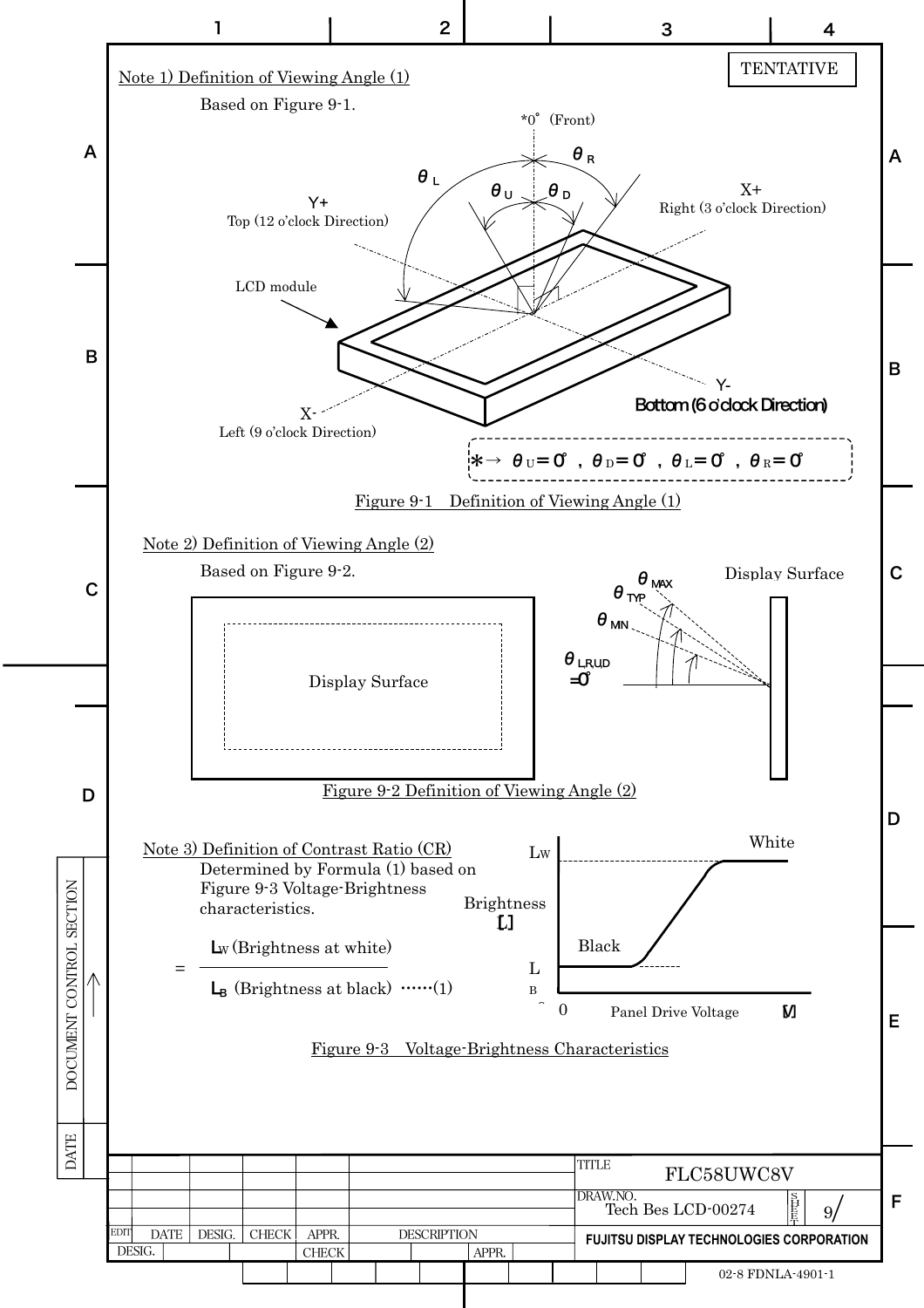TENTATIVE

## Note 1) Definition of Viewing Angle (1)

Based on Figure 9-1.

*0° (Front)

$\theta_L$ $\theta_R$ $\theta_U$ $\theta_D$

Y+
Top (12 o'clock Direction)

X+
Right (3 o'clock Direction)

LCD module

X-
Left (9 o'clock Direction)

Y-
Bottom (6 o'clock Direction)

*→ $\theta_U = 0°$, $\theta_D = 0°$, $\theta_L = 0°$, $\theta_R = 0°$

Figure 9-1 Definition of Viewing Angle (1)

## Note 2) Definition of Viewing Angle (2)

Based on Figure 9-2.

Display Surface

$\theta_{MAX}$ $\theta_{TYP}$ $\theta_{MIN}$

$\theta_{L,R,U,D} = 0°$

Display Surface

Figure 9-2 Definition of Viewing Angle (2)

## Note 3) Definition of Contrast Ratio (CR)

Determined by Formula (1) based on Figure 9-3 Voltage-Brightness characteristics.

$$= \frac{L_W \text{ (Brightness at white)}}{L_B \text{ (Brightness at black)}} \quad \cdots\cdots(1)$$

$L_W$ White

Brightness [L]

Black

$L_B$

0 Panel Drive Voltage [V]

Figure 9-3 Voltage-Brightness Characteristics

TITLE FLC58UWC8V
DRAW.NO. Tech Bes LCD-00274 SHEET 9/
FUJITSU DISPLAY TECHNOLOGIES CORPORATION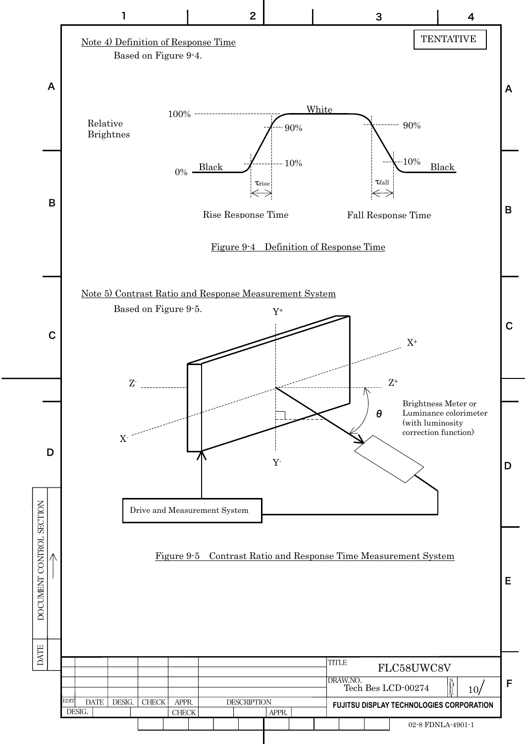TENTATIVE

Note 4) Definition of Response Time

Based on Figure 9-4.

Relative Brightnes

100% White 90% 90%

0% Black 10% 10% Black

$\tau_{rise}$ $\tau_{fall}$

Rise Response Time Fall Response Time

Figure 9-4 Definition of Response Time

Note 5) Contrast Ratio and Response Measurement System

Based on Figure 9-5.

$Y^+$ $X^+$ $Z^-$ $Z^+$ $X^-$ $Y^-$ $\theta$

Brightness Meter or Luminance colorimeter (with luminosity correction function)

Drive and Measurement System

Figure 9-5 Contrast Ratio and Response Time Measurement System

| TITLE | FLC58UWC8V |
|---|---|
| DRAW.NO. | Tech Bes LCD-00274 |
| SHEET | 10 |

FUJITSU DISPLAY TECHNOLOGIES CORPORATION

02-8 FDNLA-4901-1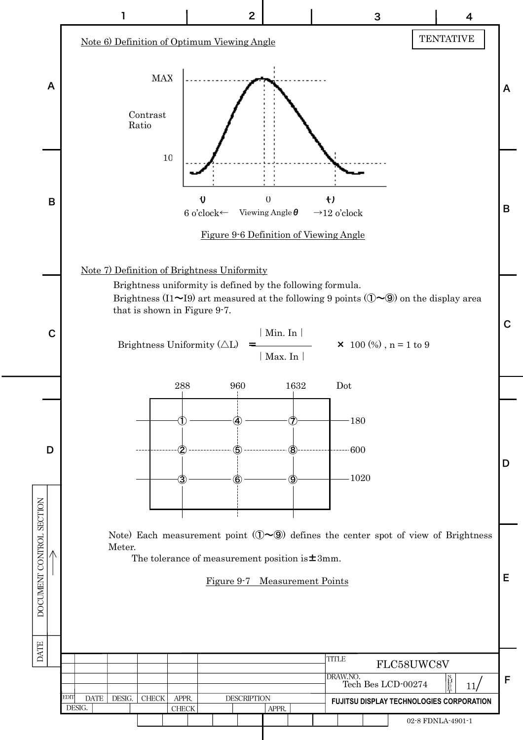TENTATIVE

Note 6) Definition of Optimum Viewing Angle

MAX

Contrast Ratio

10

(-) 0 (+)

6 o'clock← Viewing Angle θ →12 o'clock

Figure 9-6 Definition of Viewing Angle

Note 7) Definition of Brightness Uniformity

Brightness uniformity is defined by the following formula.
Brightness (I1〜I9) art measured at the following 9 points (①〜⑨) on the display area that is shown in Figure 9-7.

$$\text{Brightness Uniformity } (\triangle L) = \frac{|\text{Min. In}|}{|\text{Max. In}|} \times 100\ (\%)\ ,\ n = 1 \text{ to } 9$$

| Dot | 288 | 960 | 1632 |
|---|---|---|---|
| 180 | ① | ④ | ⑦ |
| 600 | ② | ⑤ | ⑧ |
| 1020 | ③ | ⑥ | ⑨ |

Note) Each measurement point (①〜⑨) defines the center spot of view of Brightness Meter.
The tolerance of measurement position is±3mm.

Figure 9-7 Measurement Points

| TITLE | FLC58UWC8V |
|---|---|
| DRAW.NO. | Tech Bes LCD-00274 |
| SHEET | 11 |

FUJITSU DISPLAY TECHNOLOGIES CORPORATION

02-8 FDNLA-4901-1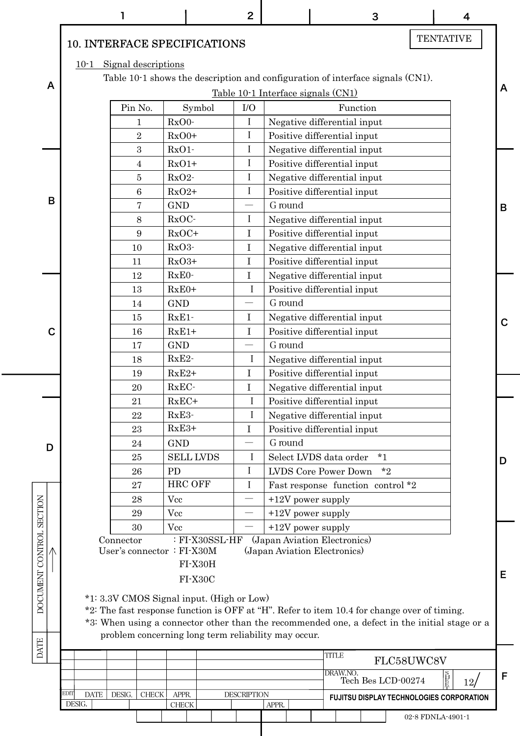TENTATIVE

# 10. INTERFACE SPECIFICATIONS

## 10-1 Signal descriptions

Table 10-1 shows the description and configuration of interface signals (CN1).

Table 10-1 Interface signals (CN1)

| Pin No. | Symbol | I/O | Function |
|---|---|---|---|
| 1 | RxO0- | I | Negative differential input |
| 2 | RxO0+ | I | Positive differential input |
| 3 | RxO1- | I | Negative differential input |
| 4 | RxO1+ | I | Positive differential input |
| 5 | RxO2- | I | Negative differential input |
| 6 | RxO2+ | I | Positive differential input |
| 7 | GND | — | G round |
| 8 | RxOC- | I | Negative differential input |
| 9 | RxOC+ | I | Positive differential input |
| 10 | RxO3- | I | Negative differential input |
| 11 | RxO3+ | I | Positive differential input |
| 12 | RxE0- | I | Negative differential input |
| 13 | RxE0+ | I | Positive differential input |
| 14 | GND | — | G round |
| 15 | RxE1- | I | Negative differential input |
| 16 | RxE1+ | I | Positive differential input |
| 17 | GND | — | G round |
| 18 | RxE2- | I | Negative differential input |
| 19 | RxE2+ | I | Positive differential input |
| 20 | RxEC- | I | Negative differential input |
| 21 | RxEC+ | I | Positive differential input |
| 22 | RxE3- | I | Negative differential input |
| 23 | RxE3+ | I | Positive differential input |
| 24 | GND | — | G round |
| 25 | SELL LVDS | I | Select LVDS data order *1 |
| 26 | PD | I | LVDS Core Power Down *2 |
| 27 | HRC OFF | I | Fast response function control *2 |
| 28 | Vcc | — | +12V power supply |
| 29 | Vcc | — | +12V power supply |
| 30 | Vcc | — | +12V power supply |

Connector : FI-X30SSL-HF (Japan Aviation Electronics)
User's connector : FI-X30M (Japan Aviation Electronics)
FI-X30H
FI-X30C

*1: 3.3V CMOS Signal input. (High or Low)
*2: The fast response function is OFF at "H". Refer to item 10.4 for change over of timing.
*3: When using a connector other than the recommended one, a defect in the initial stage or a problem concerning long term reliability may occur.

TITLE FLC58UWC8V
DRAW.NO. Tech Bes LCD-00274
FUJITSU DISPLAY TECHNOLOGIES CORPORATION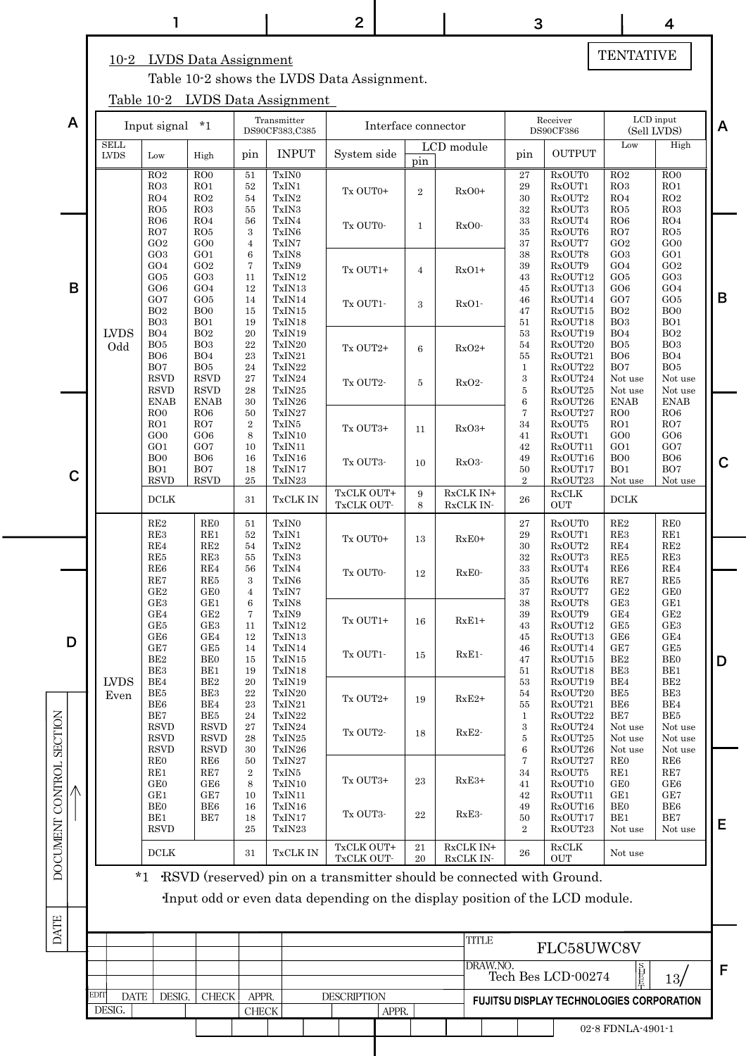TENTATIVE

## 10-2 LVDS Data Assignment

Table 10-2 shows the LVDS Data Assignment.

Table 10-2 LVDS Data Assignment

| Input signal *1 | | | Transmitter DS90CF383,C385 | | Interface connector | | | Receiver DS90CF386 | | LCD input (Sell LVDS) | |
|---|---|---|---|---|---|---|---|---|---|---|---|
| SELL LVDS | Low | High | pin | INPUT | System side | LCD module pin | | pin | OUTPUT | Low | High |
| LVDS Odd | RO2 | RO0 | 51 | TxIN0 | Tx OUT0+ | 2 | RxO0+ | 27 | RxOUT0 | RO2 | RO0 |
| | RO3 | RO1 | 52 | TxIN1 | | | | 29 | RxOUT1 | RO3 | RO1 |
| | RO4 | RO2 | 54 | TxIN2 | | | | 30 | RxOUT2 | RO4 | RO2 |
| | RO5 | RO3 | 55 | TxIN3 | Tx OUT0- | 1 | RxO0- | 32 | RxOUT3 | RO5 | RO3 |
| | RO6 | RO4 | 56 | TxIN4 | | | | 33 | RxOUT4 | RO6 | RO4 |
| | RO7 | RO5 | 3 | TxIN6 | | | | 35 | RxOUT6 | RO7 | RO5 |
| | GO2 | GO0 | 4 | TxIN7 | | | | 37 | RxOUT7 | GO2 | GO0 |
| | GO3 | GO1 | 6 | TxIN8 | Tx OUT1+ | 4 | RxO1+ | 38 | RxOUT8 | GO3 | GO1 |
| | GO4 | GO2 | 7 | TxIN9 | | | | 39 | RxOUT9 | GO4 | GO2 |
| | GO5 | GO3 | 11 | TxIN12 | | | | 43 | RxOUT12 | GO5 | GO3 |
| | GO6 | GO4 | 12 | TxIN13 | Tx OUT1- | 3 | RxO1- | 45 | RxOUT13 | GO6 | GO4 |
| | GO7 | GO5 | 14 | TxIN14 | | | | 46 | RxOUT14 | GO7 | GO5 |
| | BO2 | BO0 | 15 | TxIN15 | | | | 47 | RxOUT15 | BO2 | BO0 |
| | BO3 | BO1 | 19 | TxIN18 | | | | 51 | RxOUT18 | BO3 | BO1 |
| | BO4 | BO2 | 20 | TxIN19 | Tx OUT2+ | 6 | RxO2+ | 53 | RxOUT19 | BO4 | BO2 |
| | BO5 | BO3 | 22 | TxIN20 | | | | 54 | RxOUT20 | BO5 | BO3 |
| | BO6 | BO4 | 23 | TxIN21 | | | | 55 | RxOUT21 | BO6 | BO4 |
| | BO7 | BO5 | 24 | TxIN22 | Tx OUT2- | 5 | RxO2- | 1 | RxOUT22 | BO7 | BO5 |
| | RSVD | RSVD | 27 | TxIN24 | | | | 3 | RxOUT24 | Not use | Not use |
| | RSVD | RSVD | 28 | TxIN25 | | | | 5 | RxOUT25 | Not use | Not use |
| | ENAB | ENAB | 30 | TxIN26 | | | | 6 | RxOUT26 | ENAB | ENAB |
| | RO0 | RO6 | 50 | TxIN27 | Tx OUT3+ | 11 | RxO3+ | 7 | RxOUT27 | RO0 | RO6 |
| | RO1 | RO7 | 2 | TxIN5 | | | | 34 | RxOUT5 | RO1 | RO7 |
| | GO0 | GO6 | 8 | TxIN10 | | | | 41 | RxOUT1 | GO0 | GO6 |
| | GO1 | GO7 | 10 | TxIN11 | Tx OUT3- | 10 | RxO3- | 42 | RxOUT11 | GO1 | GO7 |
| | BO0 | BO6 | 16 | TxIN16 | | | | 49 | RxOUT16 | BO0 | BO6 |
| | BO1 | BO7 | 18 | TxIN17 | | | | 50 | RxOUT17 | BO1 | BO7 |
| | RSVD | RSVD | 25 | TxIN23 | | | | 2 | RxOUT23 | Not use | Not use |
| | DCLK | | 31 | TxCLK IN | TxCLK OUT+ TxCLK OUT- | 9 8 | RxCLK IN+ RxCLK IN- | 26 | RxCLK OUT | DCLK | |
| LVDS Even | RE2 | RE0 | 51 | TxIN0 | Tx OUT0+ | 13 | RxE0+ | 27 | RxOUT0 | RE2 | RE0 |
| | RE3 | RE1 | 52 | TxIN1 | | | | 29 | RxOUT1 | RE3 | RE1 |
| | RE4 | RE2 | 54 | TxIN2 | | | | 30 | RxOUT2 | RE4 | RE2 |
| | RE5 | RE3 | 55 | TxIN3 | Tx OUT0- | 12 | RxE0- | 32 | RxOUT3 | RE5 | RE3 |
| | RE6 | RE4 | 56 | TxIN4 | | | | 33 | RxOUT4 | RE6 | RE4 |
| | RE7 | RE5 | 3 | TxIN6 | | | | 35 | RxOUT6 | RE7 | RE5 |
| | GE2 | GE0 | 4 | TxIN7 | | | | 37 | RxOUT7 | GE2 | GE0 |
| | GE3 | GE1 | 6 | TxIN8 | Tx OUT1+ | 16 | RxE1+ | 38 | RxOUT8 | GE3 | GE1 |
| | GE4 | GE2 | 7 | TxIN9 | | | | 39 | RxOUT9 | GE4 | GE2 |
| | GE5 | GE3 | 11 | TxIN12 | | | | 43 | RxOUT12 | GE5 | GE3 |
| | GE6 | GE4 | 12 | TxIN13 | Tx OUT1- | 15 | RxE1- | 45 | RxOUT13 | GE6 | GE4 |
| | GE7 | GE5 | 14 | TxIN14 | | | | 46 | RxOUT14 | GE7 | GE5 |
| | BE2 | BE0 | 15 | TxIN15 | | | | 47 | RxOUT15 | BE2 | BE0 |
| | BE3 | BE1 | 19 | TxIN18 | | | | 51 | RxOUT18 | BE3 | BE1 |
| | BE4 | BE2 | 20 | TxIN19 | Tx OUT2+ | 19 | RxE2+ | 53 | RxOUT19 | BE4 | BE2 |
| | BE5 | BE3 | 22 | TxIN20 | | | | 54 | RxOUT20 | BE5 | BE3 |
| | BE6 | BE4 | 23 | TxIN21 | | | | 55 | RxOUT21 | BE6 | BE4 |
| | BE7 | BE5 | 24 | TxIN22 | Tx OUT2- | 18 | RxE2- | 1 | RxOUT22 | BE7 | BE5 |
| | RSVD | RSVD | 27 | TxIN24 | | | | 3 | RxOUT24 | Not use | Not use |
| | RSVD | RSVD | 28 | TxIN25 | | | | 5 | RxOUT25 | Not use | Not use |
| | RSVD | RSVD | 30 | TxIN26 | | | | 6 | RxOUT26 | Not use | Not use |
| | RE0 | RE6 | 50 | TxIN27 | Tx OUT3+ | 23 | RxE3+ | 7 | RxOUT27 | RE0 | RE6 |
| | RE1 | RE7 | 2 | TxIN5 | | | | 34 | RxOUT5 | RE1 | RE7 |
| | GE0 | GE6 | 8 | TxIN10 | | | | 41 | RxOUT10 | GE0 | GE6 |
| | GE1 | GE7 | 10 | TxIN11 | Tx OUT3- | 22 | RxE3- | 42 | RxOUT11 | GE1 | GE7 |
| | BE0 | BE6 | 16 | TxIN16 | | | | 49 | RxOUT16 | BE0 | BE6 |
| | BE1 | BE7 | 18 | TxIN17 | | | | 50 | RxOUT17 | BE1 | BE7 |
| | RSVD | | 25 | TxIN23 | | | | 2 | RxOUT23 | Not use | Not use |
| | DCLK | | 31 | TxCLK IN | TxCLK OUT+ TxCLK OUT- | 21 20 | RxCLK IN+ RxCLK IN- | 26 | RxCLK OUT | Not use | |

*1 ・RSVD (reserved) pin on a transmitter should be connected with Ground.
・Input odd or even data depending on the display position of the LCD module.

TITLE: FLC58UWC8V
DRAW.NO.: Tech Bes LCD-00274
SHEET: 13
FUJITSU DISPLAY TECHNOLOGIES CORPORATION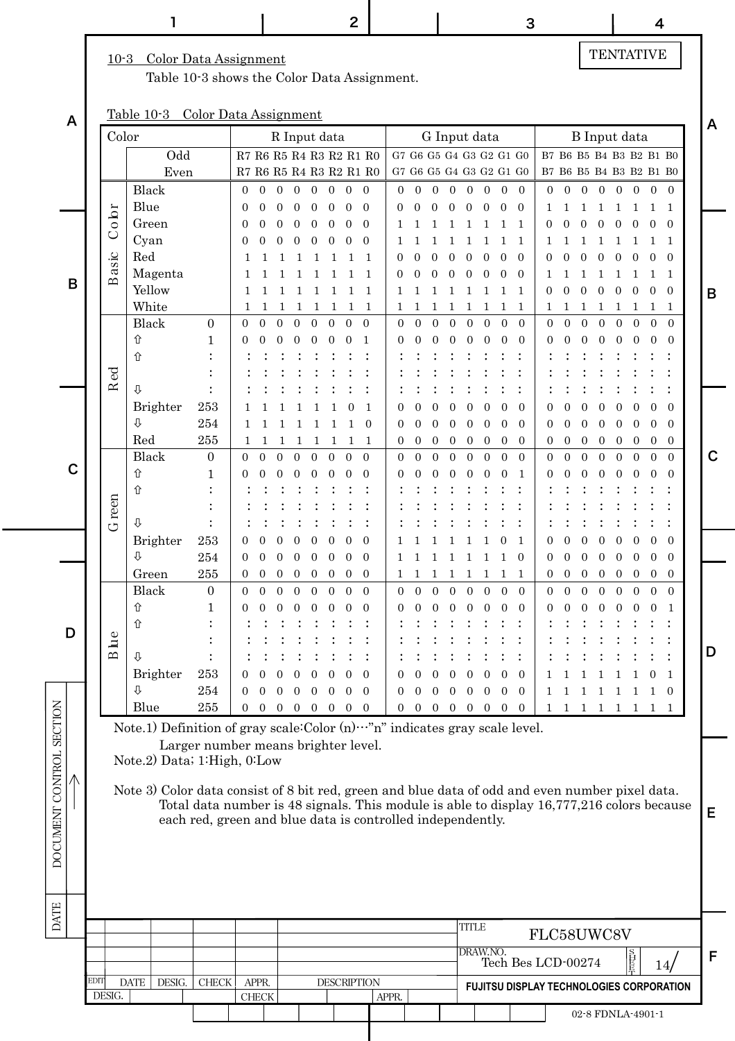TENTATIVE

## 10-3 Color Data Assignment

Table 10-3 shows the Color Data Assignment.

Table 10-3 Color Data Assignment

| Color | | | R Input data | G Input data | B Input data |
|---|---|---|---|---|---|
| | Odd | | R7 R6 R5 R4 R3 R2 R1 R0 | G7 G6 G5 G4 G3 G2 G1 G0 | B7 B6 B5 B4 B3 B2 B1 B0 |
| | Even | | R7 R6 R5 R4 R3 R2 R1 R0 | G7 G6 G5 G4 G3 G2 G1 G0 | B7 B6 B5 B4 B3 B2 B1 B0 |
| Basic Color | Black | | 0 0 0 0 0 0 0 0 | 0 0 0 0 0 0 0 0 | 0 0 0 0 0 0 0 0 |
| | Blue | | 0 0 0 0 0 0 0 0 | 0 0 0 0 0 0 0 0 | 1 1 1 1 1 1 1 1 |
| | Green | | 0 0 0 0 0 0 0 0 | 1 1 1 1 1 1 1 1 | 0 0 0 0 0 0 0 0 |
| | Cyan | | 0 0 0 0 0 0 0 0 | 1 1 1 1 1 1 1 1 | 1 1 1 1 1 1 1 1 |
| | Red | | 1 1 1 1 1 1 1 1 | 0 0 0 0 0 0 0 0 | 0 0 0 0 0 0 0 0 |
| | Magenta | | 1 1 1 1 1 1 1 1 | 0 0 0 0 0 0 0 0 | 1 1 1 1 1 1 1 1 |
| | Yellow | | 1 1 1 1 1 1 1 1 | 1 1 1 1 1 1 1 1 | 0 0 0 0 0 0 0 0 |
| | White | | 1 1 1 1 1 1 1 1 | 1 1 1 1 1 1 1 1 | 1 1 1 1 1 1 1 1 |
| Red | Black | 0 | 0 0 0 0 0 0 0 0 | 0 0 0 0 0 0 0 0 | 0 0 0 0 0 0 0 0 |
| | ⇧ | 1 | 0 0 0 0 0 0 0 1 | 0 0 0 0 0 0 0 0 | 0 0 0 0 0 0 0 0 |
| | ⇧ | : | : : : : : : : : | : : : : : : : : | : : : : : : : : |
| | | : | : : : : : : : : | : : : : : : : : | : : : : : : : : |
| | ⇩ | : | : : : : : : : : | : : : : : : : : | : : : : : : : : |
| | Brighter | 253 | 1 1 1 1 1 1 0 1 | 0 0 0 0 0 0 0 0 | 0 0 0 0 0 0 0 0 |
| | ⇩ | 254 | 1 1 1 1 1 1 1 0 | 0 0 0 0 0 0 0 0 | 0 0 0 0 0 0 0 0 |
| | Red | 255 | 1 1 1 1 1 1 1 1 | 0 0 0 0 0 0 0 0 | 0 0 0 0 0 0 0 0 |
| Green | Black | 0 | 0 0 0 0 0 0 0 0 | 0 0 0 0 0 0 0 0 | 0 0 0 0 0 0 0 0 |
| | ⇧ | 1 | 0 0 0 0 0 0 0 0 | 0 0 0 0 0 0 0 1 | 0 0 0 0 0 0 0 0 |
| | ⇧ | : | : : : : : : : : | : : : : : : : : | : : : : : : : : |
| | | : | : : : : : : : : | : : : : : : : : | : : : : : : : : |
| | ⇩ | : | : : : : : : : : | : : : : : : : : | : : : : : : : : |
| | Brighter | 253 | 0 0 0 0 0 0 0 0 | 1 1 1 1 1 1 0 1 | 0 0 0 0 0 0 0 0 |
| | ⇩ | 254 | 0 0 0 0 0 0 0 0 | 1 1 1 1 1 1 1 0 | 0 0 0 0 0 0 0 0 |
| | Green | 255 | 0 0 0 0 0 0 0 0 | 1 1 1 1 1 1 1 1 | 0 0 0 0 0 0 0 0 |
| Blue | Black | 0 | 0 0 0 0 0 0 0 0 | 0 0 0 0 0 0 0 0 | 0 0 0 0 0 0 0 0 |
| | ⇧ | 1 | 0 0 0 0 0 0 0 0 | 0 0 0 0 0 0 0 0 | 0 0 0 0 0 0 0 1 |
| | ⇧ | : | : : : : : : : : | : : : : : : : : | : : : : : : : : |
| | | : | : : : : : : : : | : : : : : : : : | : : : : : : : : |
| | ⇩ | : | : : : : : : : : | : : : : : : : : | : : : : : : : : |
| | Brighter | 253 | 0 0 0 0 0 0 0 0 | 0 0 0 0 0 0 0 0 | 1 1 1 1 1 1 0 1 |
| | ⇩ | 254 | 0 0 0 0 0 0 0 0 | 0 0 0 0 0 0 0 0 | 1 1 1 1 1 1 1 0 |
| | Blue | 255 | 0 0 0 0 0 0 0 0 | 0 0 0 0 0 0 0 0 | 1 1 1 1 1 1 1 1 |

Note.1) Definition of gray scale:Color (n)…"n" indicates gray scale level.
Larger number means brighter level.

Note.2) Data; 1:High, 0:Low

Note 3) Color data consist of 8 bit red, green and blue data of odd and even number pixel data. Total data number is 48 signals. This module is able to display 16,777,216 colors because each red, green and blue data is controlled independently.

TITLE FLC58UWC8V
DRAW.NO. Tech Bes LCD-00274 SHEET 14/
FUJITSU DISPLAY TECHNOLOGIES CORPORATION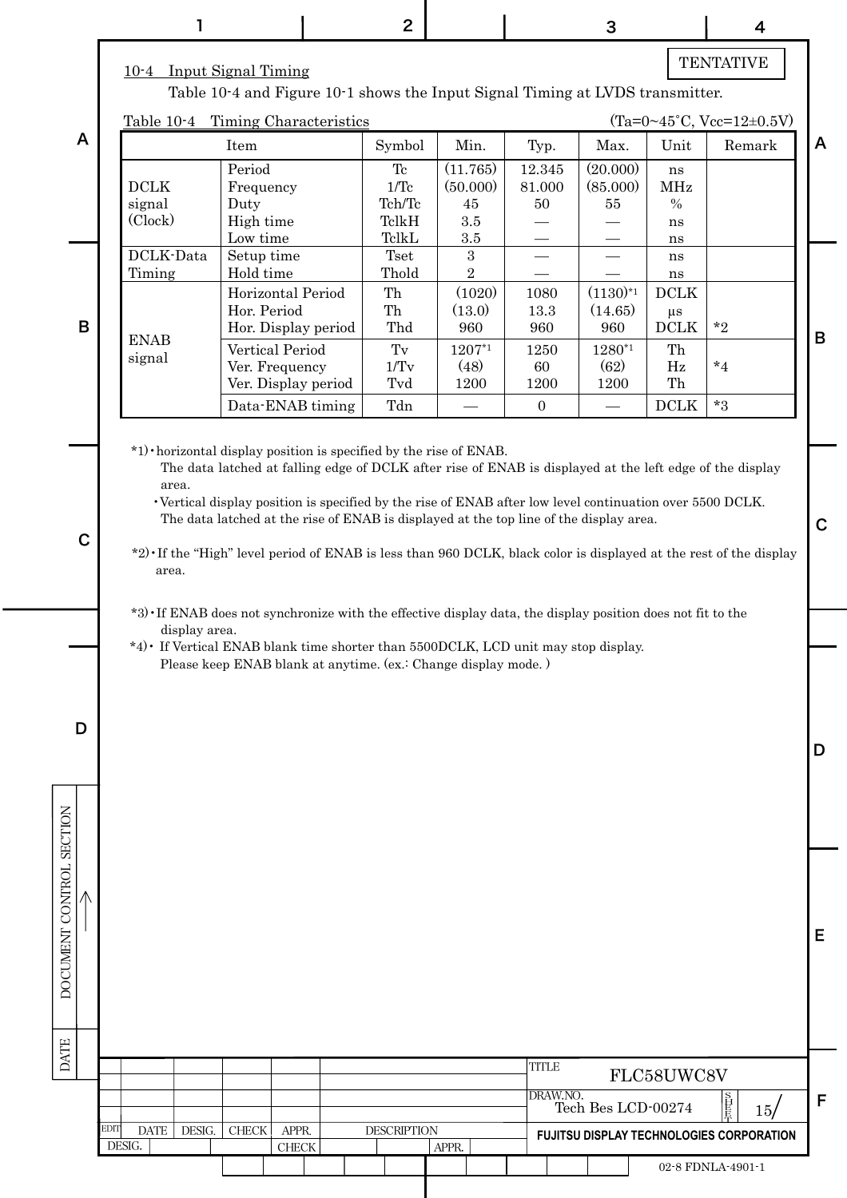TENTATIVE

## 10-4 Input Signal Timing

Table 10-4 and Figure 10-1 shows the Input Signal Timing at LVDS transmitter.

Table 10-4 Timing Characteristics (Ta=0~45˚C, Vcc=12±0.5V)

| Item | | Symbol | Min. | Typ. | Max. | Unit | Remark |
|---|---|---|---|---|---|---|---|
| DCLK signal (Clock) | Period | Tc | (11.765) | 12.345 | (20.000) | ns | |
| | Frequency | 1/Tc | (50.000) | 81.000 | (85.000) | MHz | |
| | Duty | Tch/Tc | 45 | 50 | 55 | % | |
| | High time | TclkH | 3.5 | — | — | ns | |
| | Low time | TclkL | 3.5 | — | — | ns | |
| DCLK-Data Timing | Setup time | Tset | 3 | — | — | ns | |
| | Hold time | Thold | 2 | — | — | ns | |
| ENAB signal | Horizontal Period | Th | (1020) | 1080 | (1130)*1 | DCLK | |
| | Hor. Period | Th | (13.0) | 13.3 | (14.65) | μs | |
| | Hor. Display period | Thd | 960 | 960 | 960 | DCLK | *2 |
| | Vertical Period | Tv | 1207*1 | 1250 | 1280*1 | Th | |
| | Ver. Frequency | 1/Tv | (48) | 60 | (62) | Hz | *4 |
| | Ver. Display period | Tvd | 1200 | 1200 | 1200 | Th | |
| | Data-ENAB timing | Tdn | — | 0 | — | DCLK | *3 |

*1)・horizontal display position is specified by the rise of ENAB.
The data latched at falling edge of DCLK after rise of ENAB is displayed at the left edge of the display area.
・Vertical display position is specified by the rise of ENAB after low level continuation over 5500 DCLK.
The data latched at the rise of ENAB is displayed at the top line of the display area.

*2)・If the "High" level period of ENAB is less than 960 DCLK, black color is displayed at the rest of the display area.

*3)・If ENAB does not synchronize with the effective display data, the display position does not fit to the display area.

*4)・ If Vertical ENAB blank time shorter than 5500DCLK, LCD unit may stop display.
Please keep ENAB blank at anytime. (ex.: Change display mode. )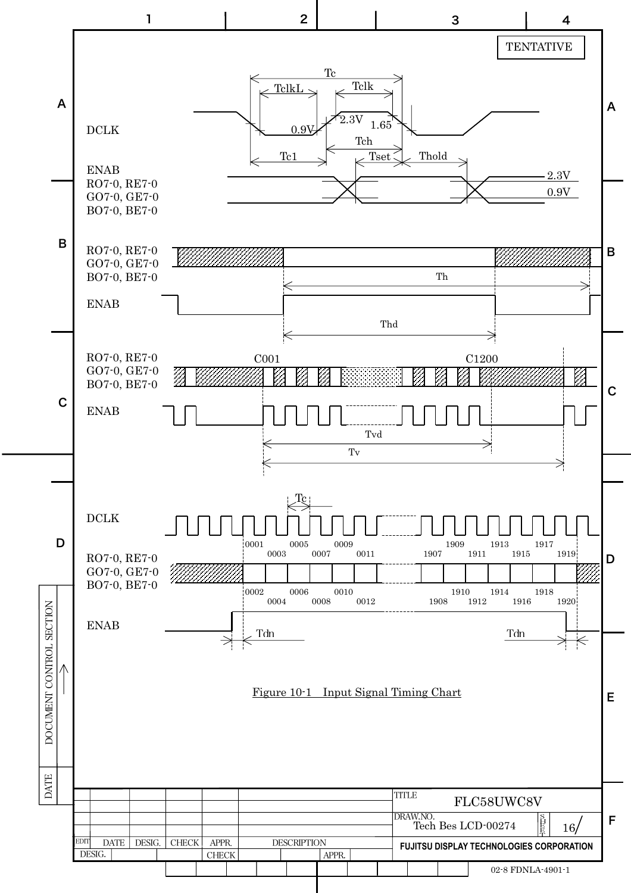TENTATIVE

DCLK

Tc, TclkL, Tclk, 2.3V, 0.9V, 1.65, Tch, Tc1, Tset, Thold

ENAB
RO7-0, RE7-0
GO7-0, GE7-0
BO7-0, BE7-0

2.3V
0.9V

RO7-0, RE7-0
GO7-0, GE7-0
BO7-0, BE7-0

Th

ENAB

Thd

RO7-0, RE7-0
GO7-0, GE7-0
BO7-0, BE7-0

C001 C1200

ENAB

Tvd

Tv

DCLK

Tc

RO7-0, RE7-0
GO7-0, GE7-0
BO7-0, BE7-0

0001 0003 0005 0007 0009 0011 1907 1909 1911 1913 1915 1917 1919

0002 0004 0006 0008 0010 0012 1908 1910 1912 1914 1916 1918 1920

ENAB

Tdn Tdn

Figure 10-1 Input Signal Timing Chart

| TITLE | FLC58UWC8V |
|---|---|
| DRAW.NO. | Tech Bes LCD-00274 |
| SHEET | 16 |

FUJITSU DISPLAY TECHNOLOGIES CORPORATION

02-8 FDNLA-4901-1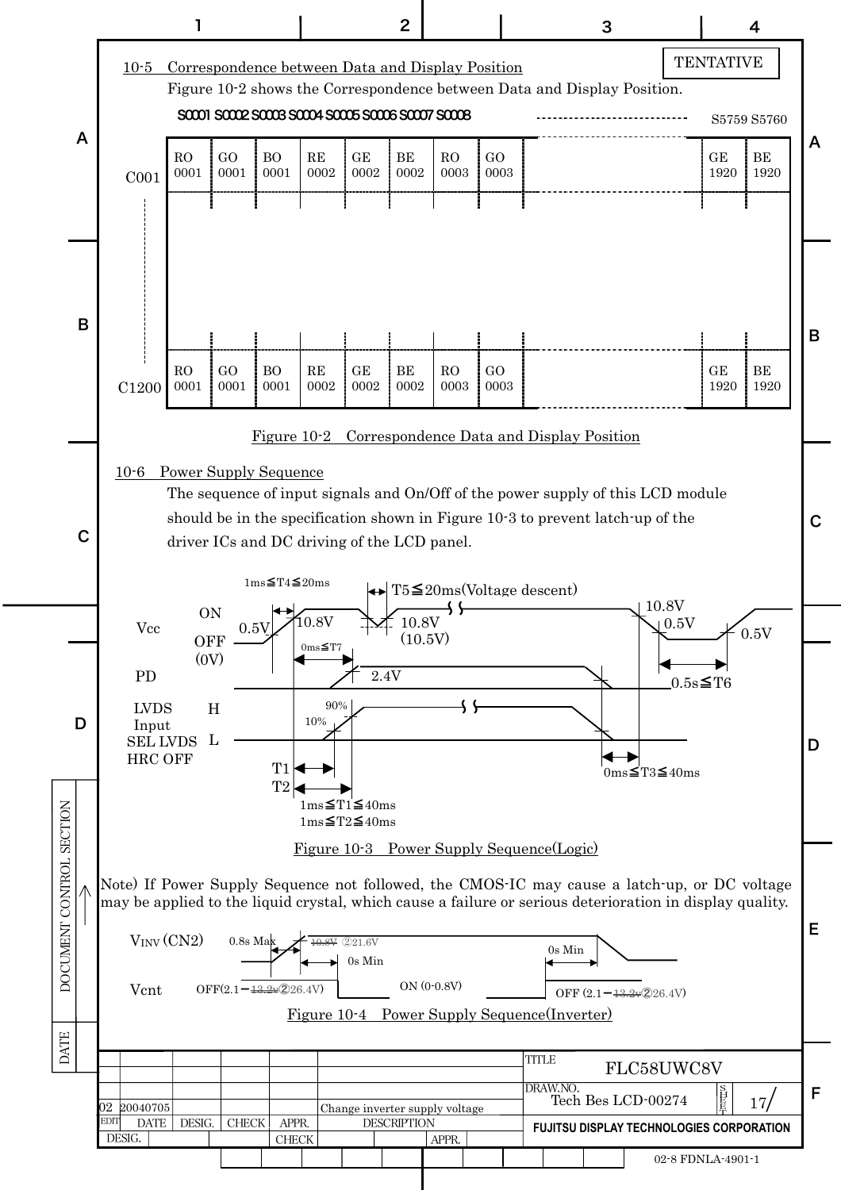TENTATIVE

## 10-5 Correspondence between Data and Display Position

Figure 10-2 shows the Correspondence between Data and Display Position.

| | S0001 | S0002 | S0003 | S0004 | S0005 | S0006 | S0007 | S0008 | ------ | S5759 | S5760 |
|---|---|---|---|---|---|---|---|---|---|---|---|
| C001 | RO 0001 | GO 0001 | BO 0001 | RE 0002 | GE 0002 | BE 0002 | RO 0003 | GO 0003 | | GE 1920 | BE 1920 |
| ⋮ | | | | | | | | | | | |
| C1200 | RO 0001 | GO 0001 | BO 0001 | RE 0002 | GE 0002 | BE 0002 | RO 0003 | GO 0003 | | GE 1920 | BE 1920 |

Figure 10-2 Correspondence Data and Display Position

## 10-6 Power Supply Sequence

The sequence of input signals and On/Off of the power supply of this LCD module should be in the specification shown in Figure 10-3 to prevent latch-up of the driver ICs and DC driving of the LCD panel.

Vcc: ON / OFF (0V); 0.5V, 10.8V; 1ms≦T4≦20ms; T5≦20ms(Voltage descent) 10.8V (10.5V); 10.8V, 0.5V, 0.5V; 0.5s≦T6

PD: 0ms≦T7; 2.4V

LVDS Input, SEL LVDS, HRC OFF: H / L; 90%, 10%

T1, T2; 1ms≦T1≦40ms; 1ms≦T2≦40ms; 0ms≦T3≦40ms

Figure 10-3 Power Supply Sequence(Logic)

Note) If Power Supply Sequence not followed, the CMOS-IC may cause a latch-up, or DC voltage may be applied to the liquid crystal, which cause a failure or serious deterioration in display quality.

$V_{INV}$ (CN2): 0.8s Max; ~~10.8V~~ ②21.6V; 0s Min; 0s Min

Vcnt: OFF(2.1－~~13.2v~~②26.4V); ON (0-0.8V); OFF (2.1－~~13.2v~~②26.4V)

Figure 10-4 Power Supply Sequence(Inverter)

| EDIT | DATE | DESIG. | CHECK | APPR. | DESCRIPTION |
|---|---|---|---|---|---|
| 02 | 20040705 | | | | Change inverter supply voltage |

TITLE: FLC58UWC8V

DRAW.NO.: Tech Bes LCD-00274 SHEET 17

FUJITSU DISPLAY TECHNOLOGIES CORPORATION

02-8 FDNLA-4901-1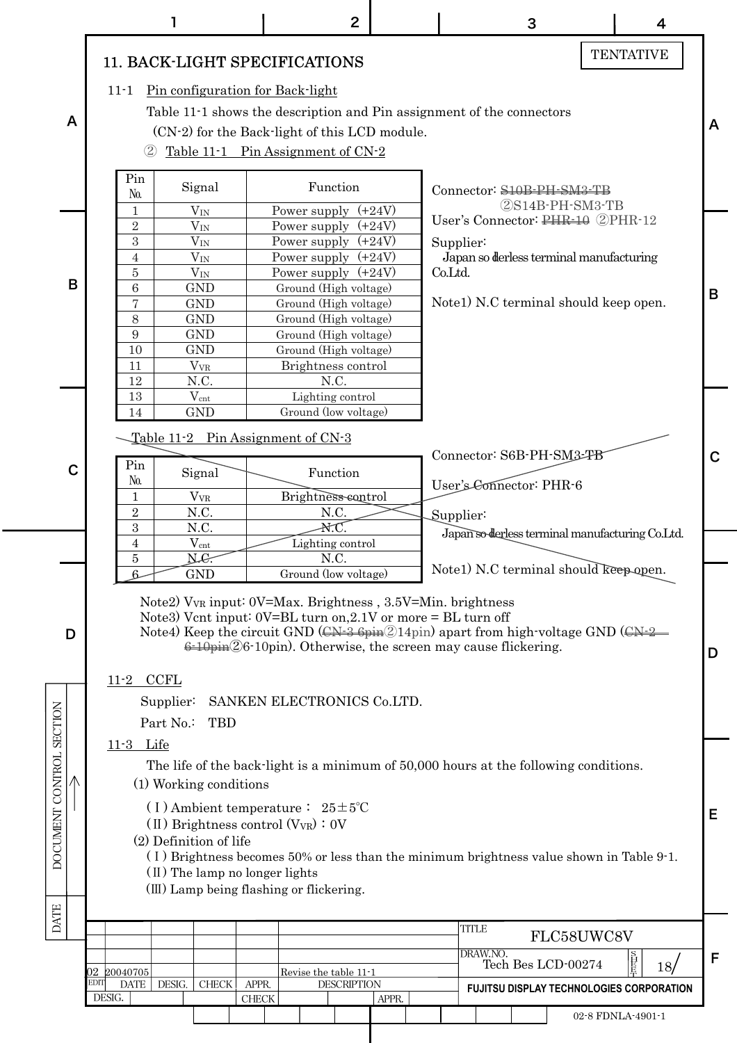# 11. BACK-LIGHT SPECIFICATIONS

TENTATIVE

## 11-1 Pin configuration for Back-light

Table 11-1 shows the description and Pin assignment of the connectors (CN-2) for the Back-light of this LCD module.

② Table 11-1 Pin Assignment of CN-2

| Pin No. | Signal | Function |
|---|---|---|
| 1 | $V_{IN}$ | Power supply (+24V) |
| 2 | $V_{IN}$ | Power supply (+24V) |
| 3 | $V_{IN}$ | Power supply (+24V) |
| 4 | $V_{IN}$ | Power supply (+24V) |
| 5 | $V_{IN}$ | Power supply (+24V) |
| 6 | GND | Ground (High voltage) |
| 7 | GND | Ground (High voltage) |
| 8 | GND | Ground (High voltage) |
| 9 | GND | Ground (High voltage) |
| 10 | GND | Ground (High voltage) |
| 11 | $V_{VR}$ | Brightness control |
| 12 | N.C. | N.C. |
| 13 | $V_{cnt}$ | Lighting control |
| 14 | GND | Ground (low voltage) |

Connector: ~~S10B-PH-SM3-TB~~ ②S14B-PH-SM3-TB
User's Connector: ~~PHR-10~~ ②PHR-12

Supplier:
Japan solderless terminal manufacturing Co.Ltd.

Note1) N.C terminal should keep open.

~~Table 11-2 Pin Assignment of CN-3~~

| Pin No. | Signal | Function |
|---|---|---|
| 1 | $V_{VR}$ | Brightness control |
| 2 | N.C. | N.C. |
| 3 | N.C. | N.C. |
| 4 | $V_{cnt}$ | Lighting control |
| 5 | N.C. | N.C. |
| 6 | GND | Ground (low voltage) |

~~Connector: S6B-PH-SM3-TB~~

~~User's Connector: PHR-6~~

~~Supplier: Japan solderless terminal manufacturing Co.Ltd.~~

~~Note1) N.C terminal should keep open.~~

Note2) $V_{VR}$ input: 0V=Max. Brightness , 3.5V=Min. brightness
Note3) Vcnt input: 0V=BL turn on,2.1V or more = BL turn off
Note4) Keep the circuit GND (~~CN-3 6pin~~②14pin) apart from high-voltage GND (~~CN-2 6-10pin~~②6-10pin). Otherwise, the screen may cause flickering.

## 11-2 CCFL

Supplier: SANKEN ELECTRONICS Co.LTD.

Part No.: TBD

## 11-3 Life

The life of the back-light is a minimum of 50,000 hours at the following conditions.

(1) Working conditions

(Ⅰ) Ambient temperature : 25±5°C
(Ⅱ) Brightness control ($V_{VR}$) : 0V

(2) Definition of life

(Ⅰ) Brightness becomes 50% or less than the minimum brightness value shown in Table 9-1.
(Ⅱ) The lamp no longer lights
(Ⅲ) Lamp being flashing or flickering.

| EDIT | DATE | DESIG. | CHECK | APPR. | DESCRIPTION |
|---|---|---|---|---|---|
| 02 | 20040705 | | | | Revise the table 11-1 |

TITLE: FLC58UWC8V
DRAW.NO.: Tech Bes LCD-00274
FUJITSU DISPLAY TECHNOLOGIES CORPORATION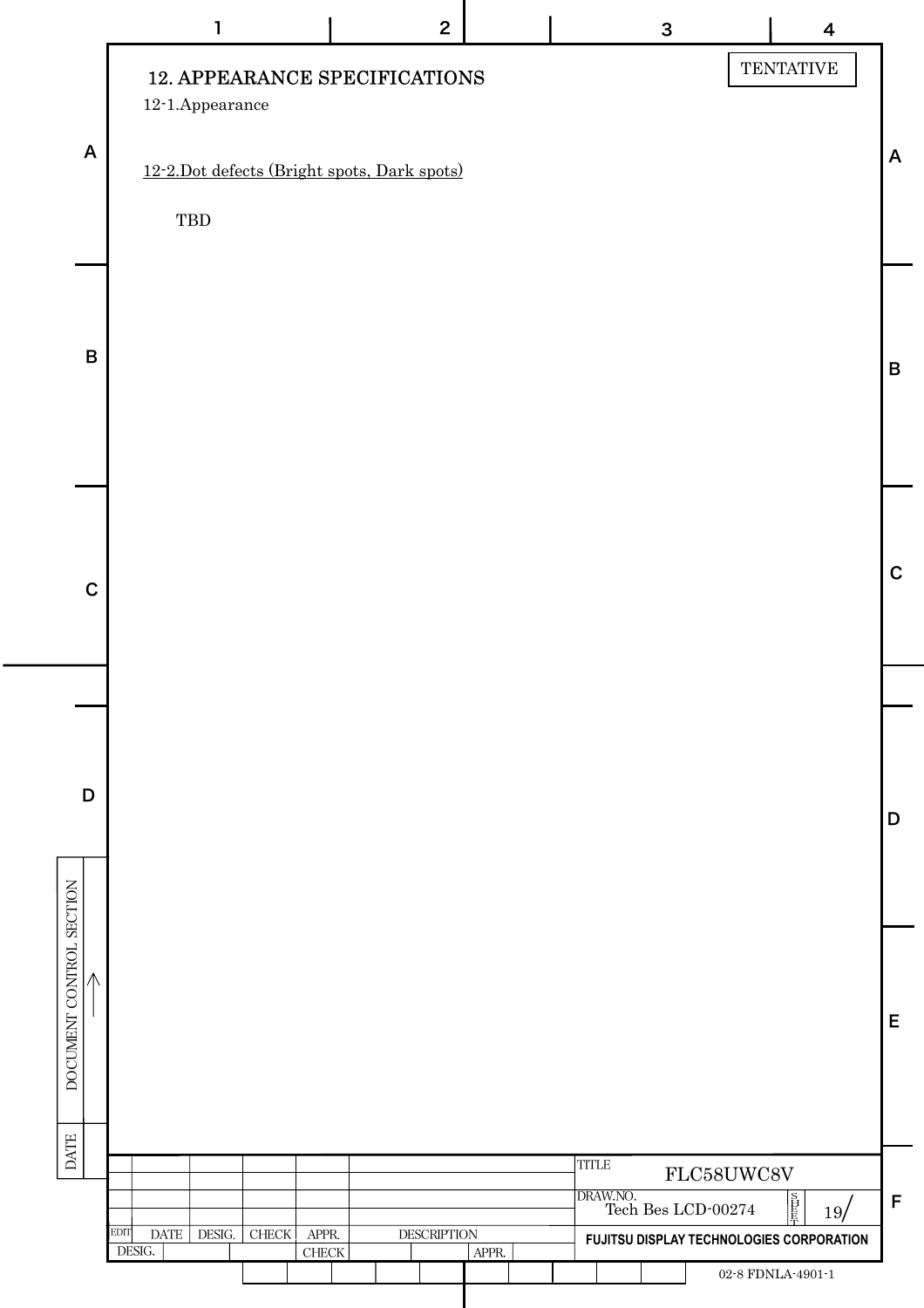TENTATIVE

# 12. APPEARANCE SPECIFICATIONS

## 12-1.Appearance

## 12-2.Dot defects (Bright spots, Dark spots)

TBD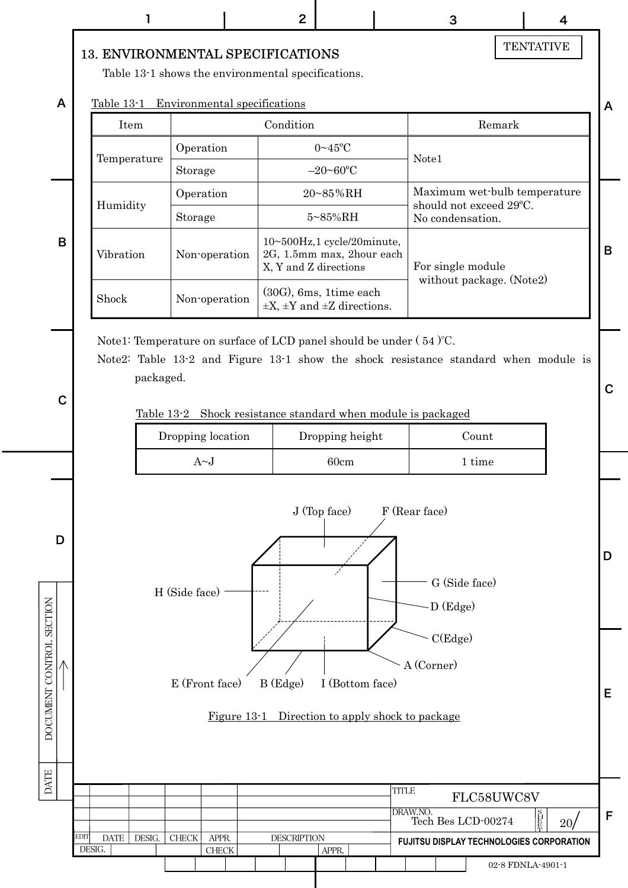TENTATIVE

## 13. ENVIRONMENTAL SPECIFICATIONS

Table 13-1 shows the environmental specifications.

Table 13-1 Environmental specifications

| Item | Condition | | Remark |
|---|---|---|---|
| Temperature | Operation | 0~45ºC | Note1 |
| | Storage | –20~60ºC | |
| Humidity | Operation | 20~85%RH | Maximum wet-bulb temperature should not exceed 29ºC. No condensation. |
| | Storage | 5~85%RH | |
| Vibration | Non-operation | 10~500Hz,1 cycle/20minute, 2G, 1.5mm max, 2hour each X, Y and Z directions | For single module without package. (Note2) |
| Shock | Non-operation | (30G), 6ms, 1time each ±X, ±Y and ±Z directions. | |

Note1: Temperature on surface of LCD panel should be under ( 54 )℃.

Note2: Table 13-2 and Figure 13-1 show the shock resistance standard when module is packaged.

Table 13-2 Shock resistance standard when module is packaged

| Dropping location | Dropping height | Count |
|---|---|---|
| A~J | 60cm | 1 time |

J (Top face) F (Rear face) H (Side face) G (Side face) D (Edge) C(Edge) A (Corner) E (Front face) B (Edge) I (Bottom face)

Figure 13-1 Direction to apply shock to package

TITLE FLC58UWC8V

DRAW.NO. Tech Bes LCD-00274

FUJITSU DISPLAY TECHNOLOGIES CORPORATION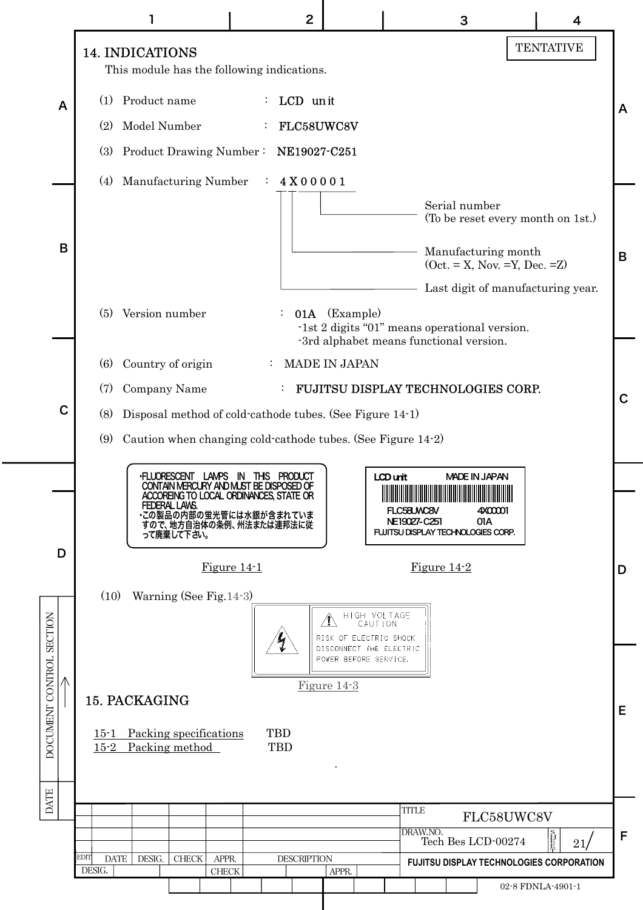TENTATIVE

## 14. INDICATIONS

This module has the following indications.

(1) Product name : LCD unit

(2) Model Number : FLC58UWC8V

(3) Product Drawing Number : NE19027-C251

(4) Manufacturing Number : 4 X 0 0 0 0 1

- Serial number (To be reset every month on 1st.)
- Manufacturing month (Oct. = X, Nov. =Y, Dec. =Z)
- Last digit of manufacturing year.

(5) Version number : 01A (Example)
-1st 2 digits "01" means operational version.
-3rd alphabet means functional version.

(6) Country of origin : MADE IN JAPAN

(7) Company Name : FUJITSU DISPLAY TECHNOLOGIES CORP.

(8) Disposal method of cold-cathode tubes. (See Figure 14-1)

(9) Caution when changing cold-cathode tubes. (See Figure 14-2)

•FLUORESCENT LAMPS IN THIS PRODUCT CONTAIN MERCURY AND MUST BE DISPOSED OF ACCOREING TO LOCAL ORDINANCES, STATE OR FEDERAL LAWS.
•この製品の内部の蛍光管には水銀が含まれていますので、地方自治体の条例、州法または連邦法に従って廃棄して下さい。

Figure 14-1

LCD unit MADE IN JAPAN
FLC58UWC8V 4X00001
NE19027-C251 01A
FUJITSU DISPLAY TECHNOLOGIES CORP.

Figure 14-2

(10) Warning (See Fig.14-3)

HIGH VOLTAGE CAUTION
RISK OF ELECTRIC SHOCK
DISCONNECT THE ELECTRIC
POWER BEFORE SERVICE.

Figure 14-3

## 15. PACKAGING

15-1 Packing specifications TBD
15-2 Packing method TBD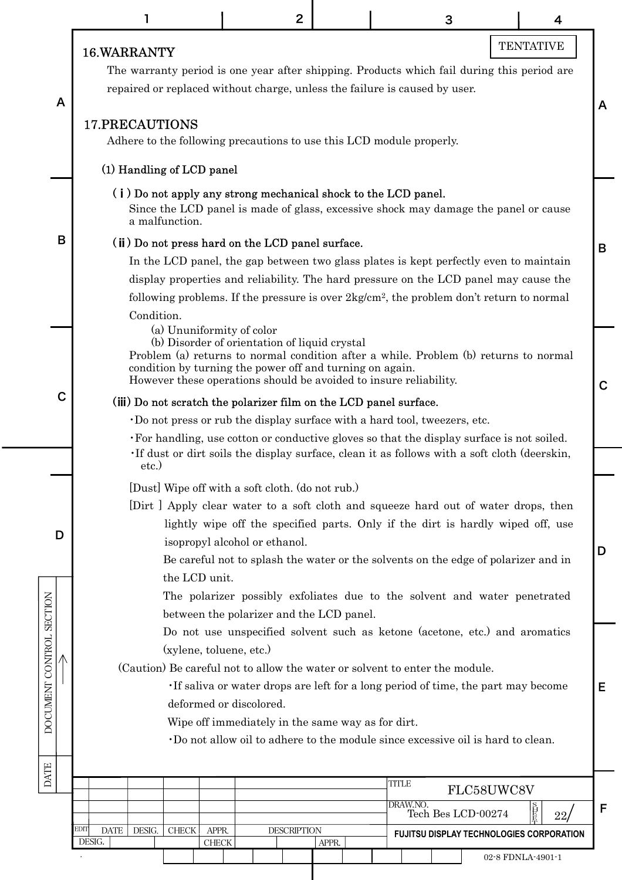TENTATIVE

## 16.WARRANTY

The warranty period is one year after shipping. Products which fail during this period are repaired or replaced without charge, unless the failure is caused by user.

## 17.PRECAUTIONS

Adhere to the following precautions to use this LCD module properly.

### (1) Handling of LCD panel

**( i ) Do not apply any strong mechanical shock to the LCD panel.**

Since the LCD panel is made of glass, excessive shock may damage the panel or cause a malfunction.

**( ii ) Do not press hard on the LCD panel surface.**

In the LCD panel, the gap between two glass plates is kept perfectly even to maintain display properties and reliability. The hard pressure on the LCD panel may cause the following problems. If the pressure is over $2kg/cm^2$, the problem don't return to normal Condition.

(a) Ununiformity of color
(b) Disorder of orientation of liquid crystal

Problem (a) returns to normal condition after a while. Problem (b) returns to normal condition by turning the power off and turning on again.
However these operations should be avoided to insure reliability.

**(iii) Do not scratch the polarizer film on the LCD panel surface.**

・Do not press or rub the display surface with a hard tool, tweezers, etc.
・For handling, use cotton or conductive gloves so that the display surface is not soiled.
・If dust or dirt soils the display surface, clean it as follows with a soft cloth (deerskin, etc.)

[Dust] Wipe off with a soft cloth. (do not rub.)

[Dirt ] Apply clear water to a soft cloth and squeeze hard out of water drops, then lightly wipe off the specified parts. Only if the dirt is hardly wiped off, use isopropyl alcohol or ethanol.
Be careful not to splash the water or the solvents on the edge of polarizer and in the LCD unit.
The polarizer possibly exfoliates due to the solvent and water penetrated between the polarizer and the LCD panel.
Do not use unspecified solvent such as ketone (acetone, etc.) and aromatics (xylene, toluene, etc.)

(Caution) Be careful not to allow the water or solvent to enter the module.
・If saliva or water drops are left for a long period of time, the part may become deformed or discolored.
Wipe off immediately in the same way as for dirt.
・Do not allow oil to adhere to the module since excessive oil is hard to clean.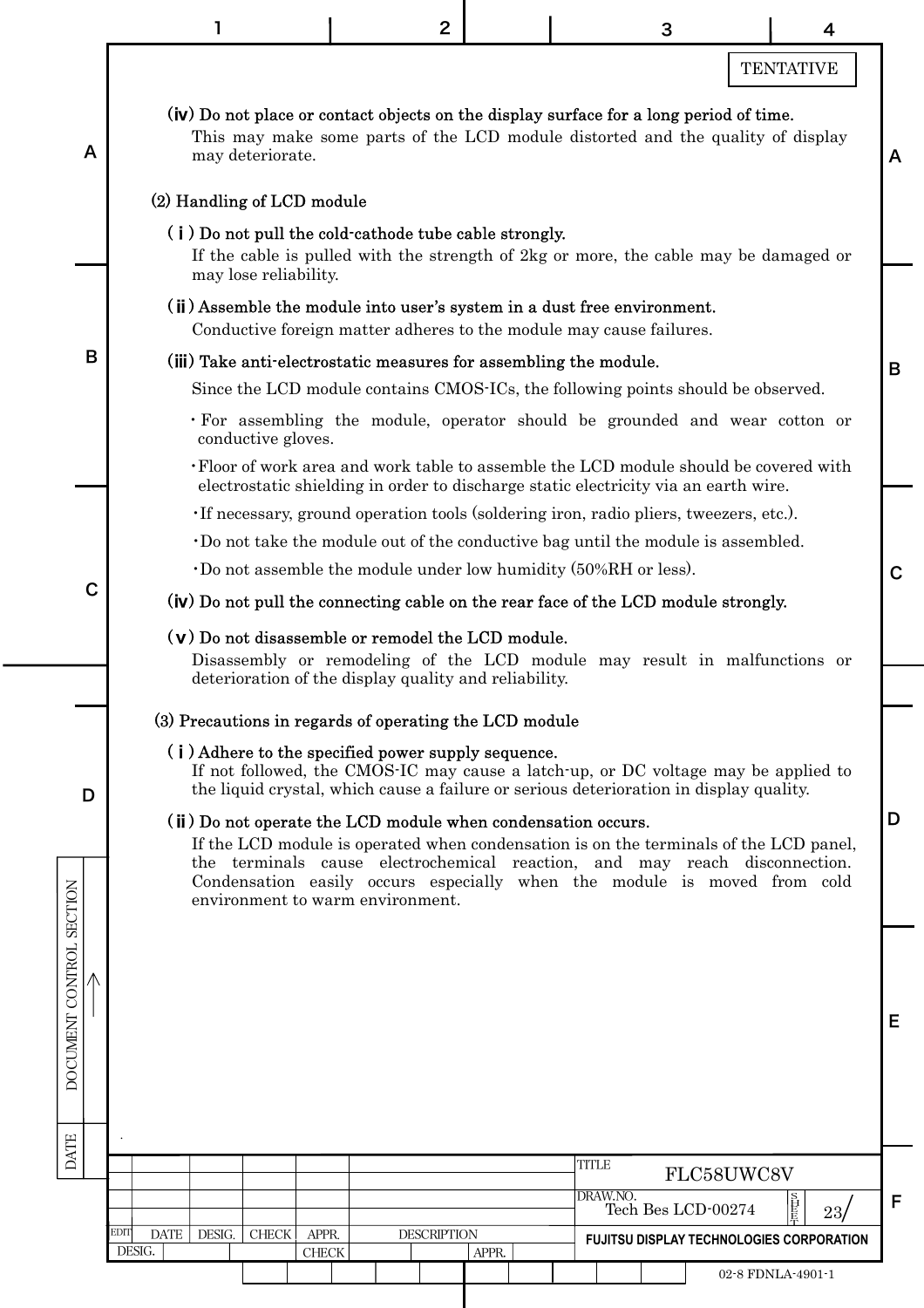(iv) Do not place or contact objects on the display surface for a long period of time.

This may make some parts of the LCD module distorted and the quality of display may deteriorate.

(2) Handling of LCD module

(i) Do not pull the cold-cathode tube cable strongly.

If the cable is pulled with the strength of 2kg or more, the cable may be damaged or may lose reliability.

(ii) Assemble the module into user's system in a dust free environment.

Conductive foreign matter adheres to the module may cause failures.

(iii) Take anti-electrostatic measures for assembling the module.

Since the LCD module contains CMOS-ICs, the following points should be observed.

- For assembling the module, operator should be grounded and wear cotton or conductive gloves.
- Floor of work area and work table to assemble the LCD module should be covered with electrostatic shielding in order to discharge static electricity via an earth wire.
- If necessary, ground operation tools (soldering iron, radio pliers, tweezers, etc.).
- Do not take the module out of the conductive bag until the module is assembled.
- Do not assemble the module under low humidity (50%RH or less).

(iv) Do not pull the connecting cable on the rear face of the LCD module strongly.

(v) Do not disassemble or remodel the LCD module.

Disassembly or remodeling of the LCD module may result in malfunctions or deterioration of the display quality and reliability.

(3) Precautions in regards of operating the LCD module

(i) Adhere to the specified power supply sequence.

If not followed, the CMOS-IC may cause a latch-up, or DC voltage may be applied to the liquid crystal, which cause a failure or serious deterioration in display quality.

(ii) Do not operate the LCD module when condensation occurs.

If the LCD module is operated when condensation is on the terminals of the LCD panel, the terminals cause electrochemical reaction, and may reach disconnection. Condensation easily occurs especially when the module is moved from cold environment to warm environment.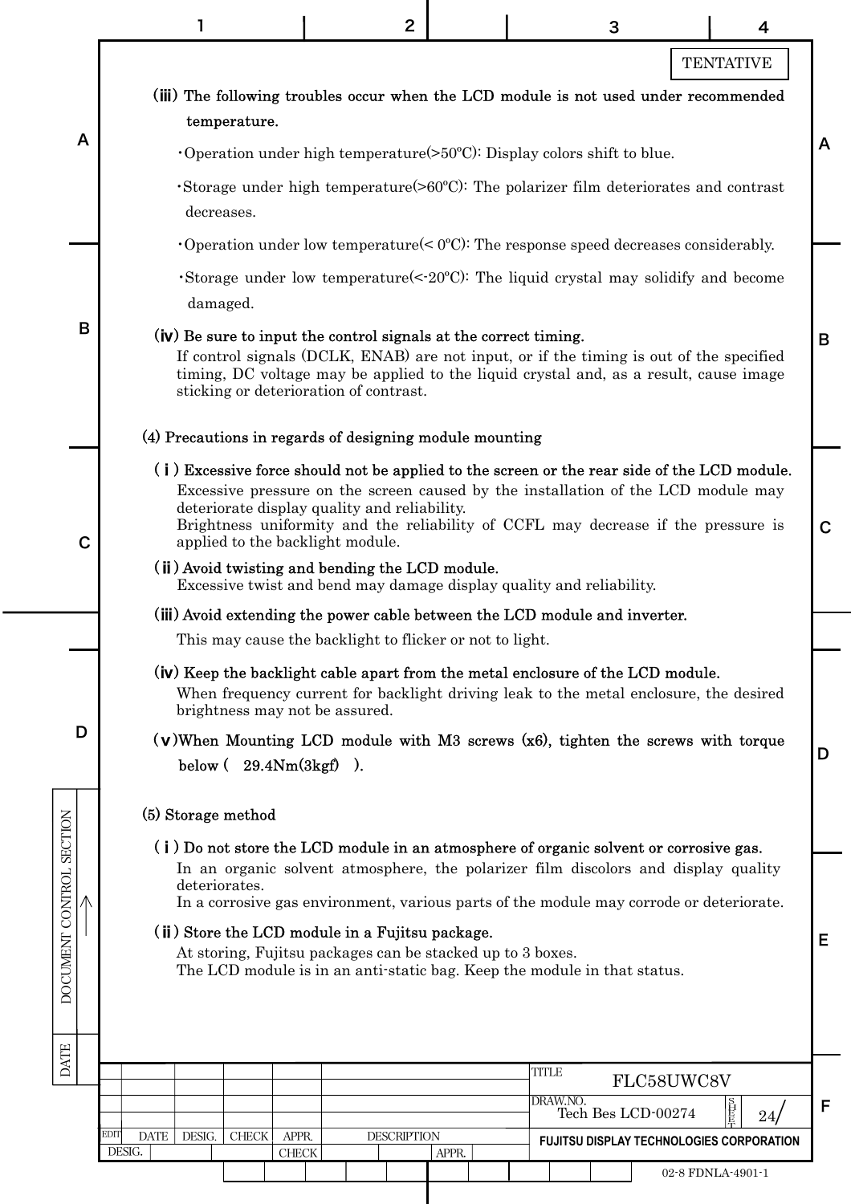TENTATIVE

**(iii) The following troubles occur when the LCD module is not used under recommended temperature.**

・Operation under high temperature(>50ºC): Display colors shift to blue.

・Storage under high temperature(>60ºC): The polarizer film deteriorates and contrast decreases.

・Operation under low temperature(< 0ºC): The response speed decreases considerably.

・Storage under low temperature(<-20ºC): The liquid crystal may solidify and become damaged.

**(iv) Be sure to input the control signals at the correct timing.**

If control signals (DCLK, ENAB) are not input, or if the timing is out of the specified timing, DC voltage may be applied to the liquid crystal and, as a result, cause image sticking or deterioration of contrast.

**(4) Precautions in regards of designing module mounting**

**( i ) Excessive force should not be applied to the screen or the rear side of the LCD module.**

Excessive pressure on the screen caused by the installation of the LCD module may deteriorate display quality and reliability.
Brightness uniformity and the reliability of CCFL may decrease if the pressure is applied to the backlight module.

**( ii ) Avoid twisting and bending the LCD module.**

Excessive twist and bend may damage display quality and reliability.

**(iii) Avoid extending the power cable between the LCD module and inverter.**

This may cause the backlight to flicker or not to light.

**(iv) Keep the backlight cable apart from the metal enclosure of the LCD module.**

When frequency current for backlight driving leak to the metal enclosure, the desired brightness may not be assured.

**(v)When Mounting LCD module with M3 screws (x6), tighten the screws with torque below ( 29.4Nm(3kgf) ).**

**(5) Storage method**

**( i ) Do not store the LCD module in an atmosphere of organic solvent or corrosive gas.**

In an organic solvent atmosphere, the polarizer film discolors and display quality deteriorates.
In a corrosive gas environment, various parts of the module may corrode or deteriorate.

**( ii ) Store the LCD module in a Fujitsu package.**

At storing, Fujitsu packages can be stacked up to 3 boxes.
The LCD module is in an anti-static bag. Keep the module in that status.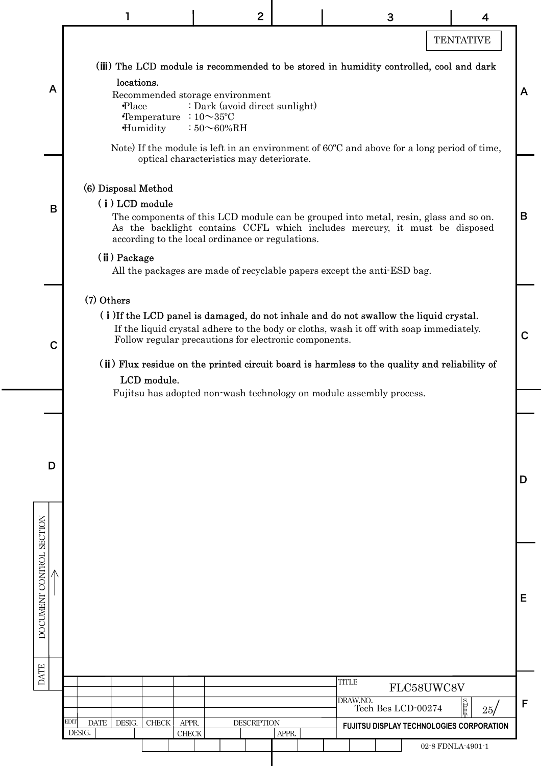TENTATIVE

**(iii) The LCD module is recommended to be stored in humidity controlled, cool and dark locations.**

Recommended storage environment

- Place : Dark (avoid direct sunlight)
- Temperature : 10～35ºC
- Humidity : 50～60%RH

Note) If the module is left in an environment of 60ºC and above for a long period of time, optical characteristics may deteriorate.

## (6) Disposal Method

### ( i ) LCD module

The components of this LCD module can be grouped into metal, resin, glass and so on. As the backlight contains CCFL which includes mercury, it must be disposed according to the local ordinance or regulations.

### ( ii ) Package

All the packages are made of recyclable papers except the anti-ESD bag.

## (7) Others

### ( i )If the LCD panel is damaged, do not inhale and do not swallow the liquid crystal.

If the liquid crystal adhere to the body or cloths, wash it off with soap immediately. Follow regular precautions for electronic components.

### ( ii ) Flux residue on the printed circuit board is harmless to the quality and reliability of LCD module.

Fujitsu has adopted non-wash technology on module assembly process.

| EDIT | DATE | DESIG. | CHECK | APPR. | DESCRIPTION |
|---|---|---|---|---|---|

TITLE: FLC58UWC8V

DRAW.NO.: Tech Bes LCD-00274 SHEET 25/

FUJITSU DISPLAY TECHNOLOGIES CORPORATION

02-8 FDNLA-4901-1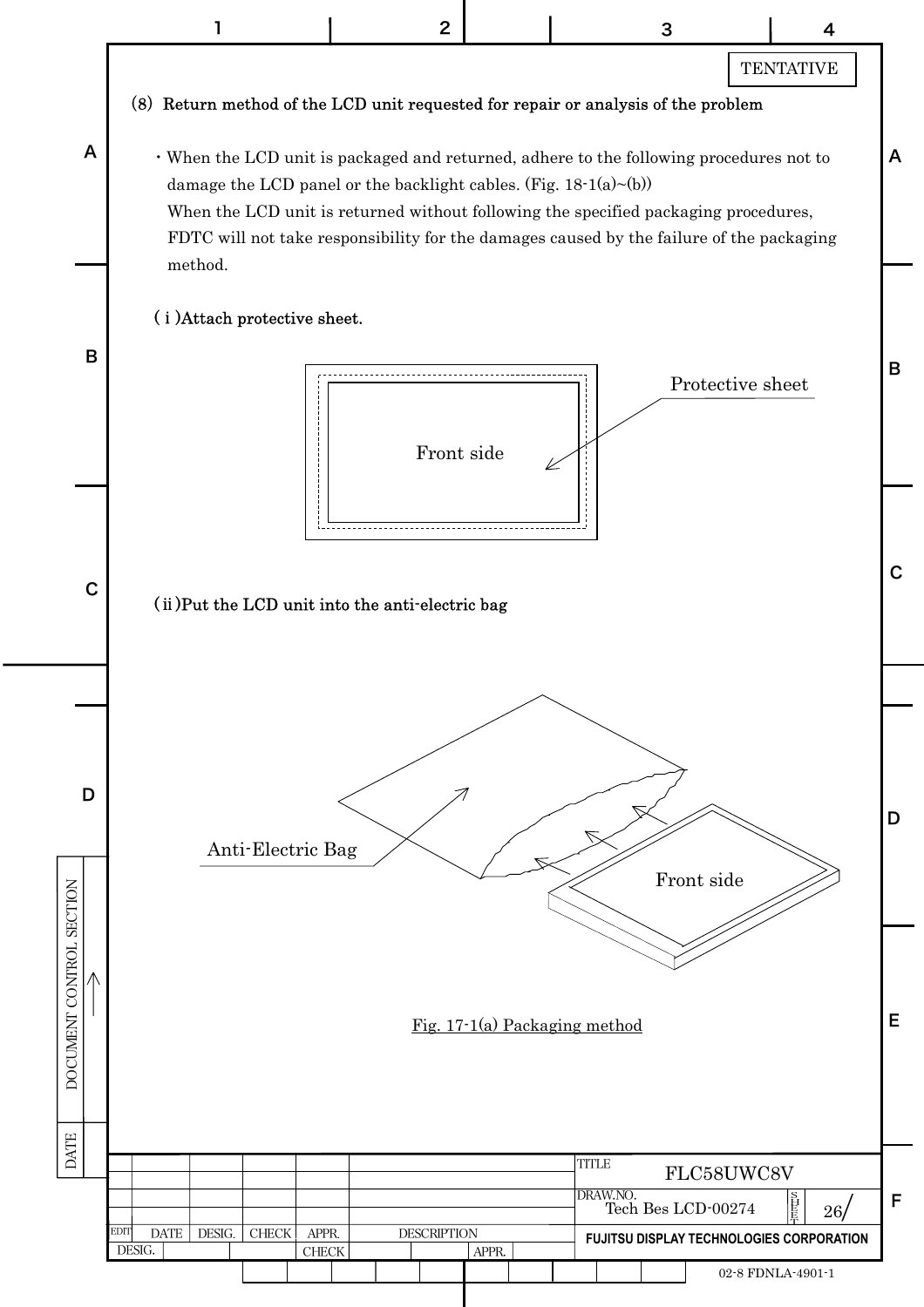TENTATIVE

(8) **Return method of the LCD unit requested for repair or analysis of the problem**

- When the LCD unit is packaged and returned, adhere to the following procedures not to damage the LCD panel or the backlight cables. (Fig. 18-1(a)~(b))
  When the LCD unit is returned without following the specified packaging procedures, FDTC will not take responsibility for the damages caused by the failure of the packaging method.

(ⅰ) **Attach protective sheet.**

Front side

Protective sheet

(ⅱ) **Put the LCD unit into the anti-electric bag**

Anti-Electric Bag

Front side

Fig. 17-1(a) Packaging method

| TITLE | FLC58UWC8V |
| --- | --- |
| DRAW.NO. | Tech Bes LCD-00274 |
| SHEET | 26 |
| | FUJITSU DISPLAY TECHNOLOGIES CORPORATION |

02-8 FDNLA-4901-1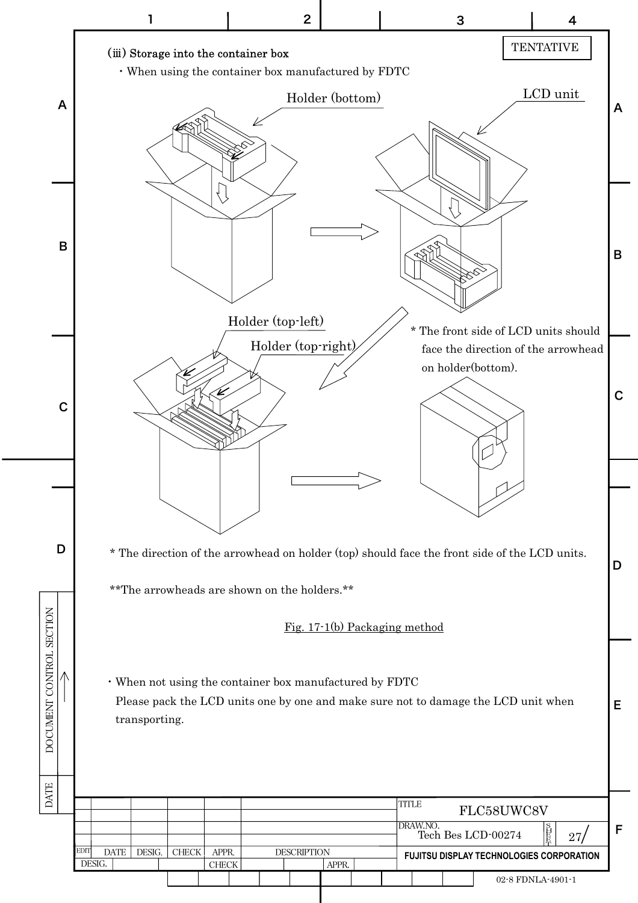TENTATIVE

### (iii) Storage into the container box

・When using the container box manufactured by FDTC

Holder (bottom)

LCD unit

Holder (top-left)

Holder (top-right)

* The front side of LCD units should face the direction of the arrowhead on holder(bottom).

* The direction of the arrowhead on holder (top) should face the front side of the LCD units.

**The arrowheads are shown on the holders.**

Fig. 17-1(b) Packaging method

・When not using the container box manufactured by FDTC
Please pack the LCD units one by one and make sure not to damage the LCD unit when transporting.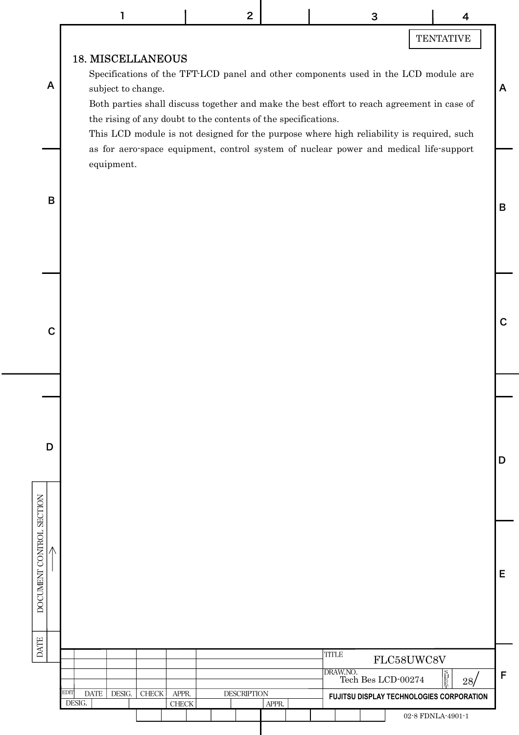TENTATIVE

## 18. MISCELLANEOUS

Specifications of the TFT-LCD panel and other components used in the LCD module are subject to change.

Both parties shall discuss together and make the best effort to reach agreement in case of the rising of any doubt to the contents of the specifications.

This LCD module is not designed for the purpose where high reliability is required, such as for aero-space equipment, control system of nuclear power and medical life-support equipment.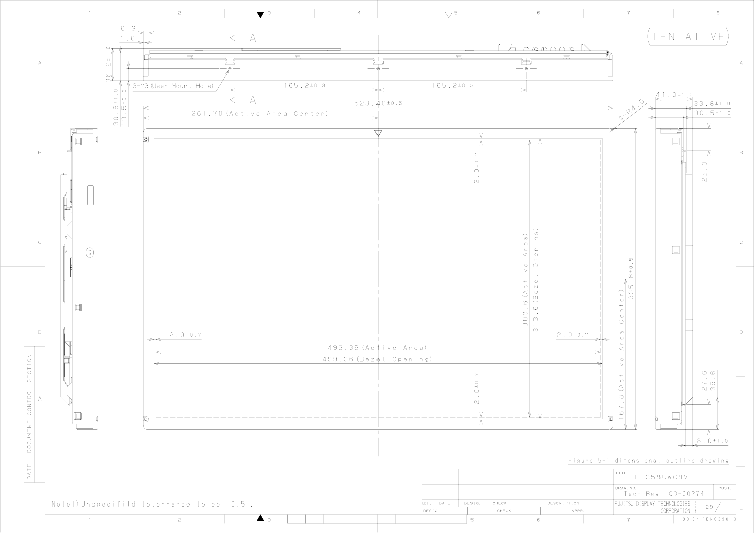TENTATIVE

6.3

1.8

36.2±1.0

30.9±1.0

13.5±0.3

3-M3 (User Mount Hole)

A

A

165.2±0.3

165.2±0.3

523.40±0.5

261.70 (Active Area Center)

4-R4.5

41.0±1.0

33.8±1.0

30.5±1.0

25.0

2.0±0.7

309.6 (Active Area)

313.6 (Bezel Opening)

335.6±0.5

167.8 (Active Area Center)

2.0±0.7

2.0±0.7

495.36 (Active Area)

499.36 (Bezel Opening)

2.0±0.7

27.6

35.6

8.0±1.0

Figure 5-1 dimensional outline drawing

Note1) Unspecifild tolerrance to be ±0.5 .

| TITLE | FLC58UWC8V |
|---|---|
| DRAW. NO. | Tech Bes LCD-00274 |
| FUJITSU DISPLAY TECHNOLOGIES CORPORATION | 29 |

DOCUMENT CONTROL SECTION

DATE

93.04 FDNC-3901-3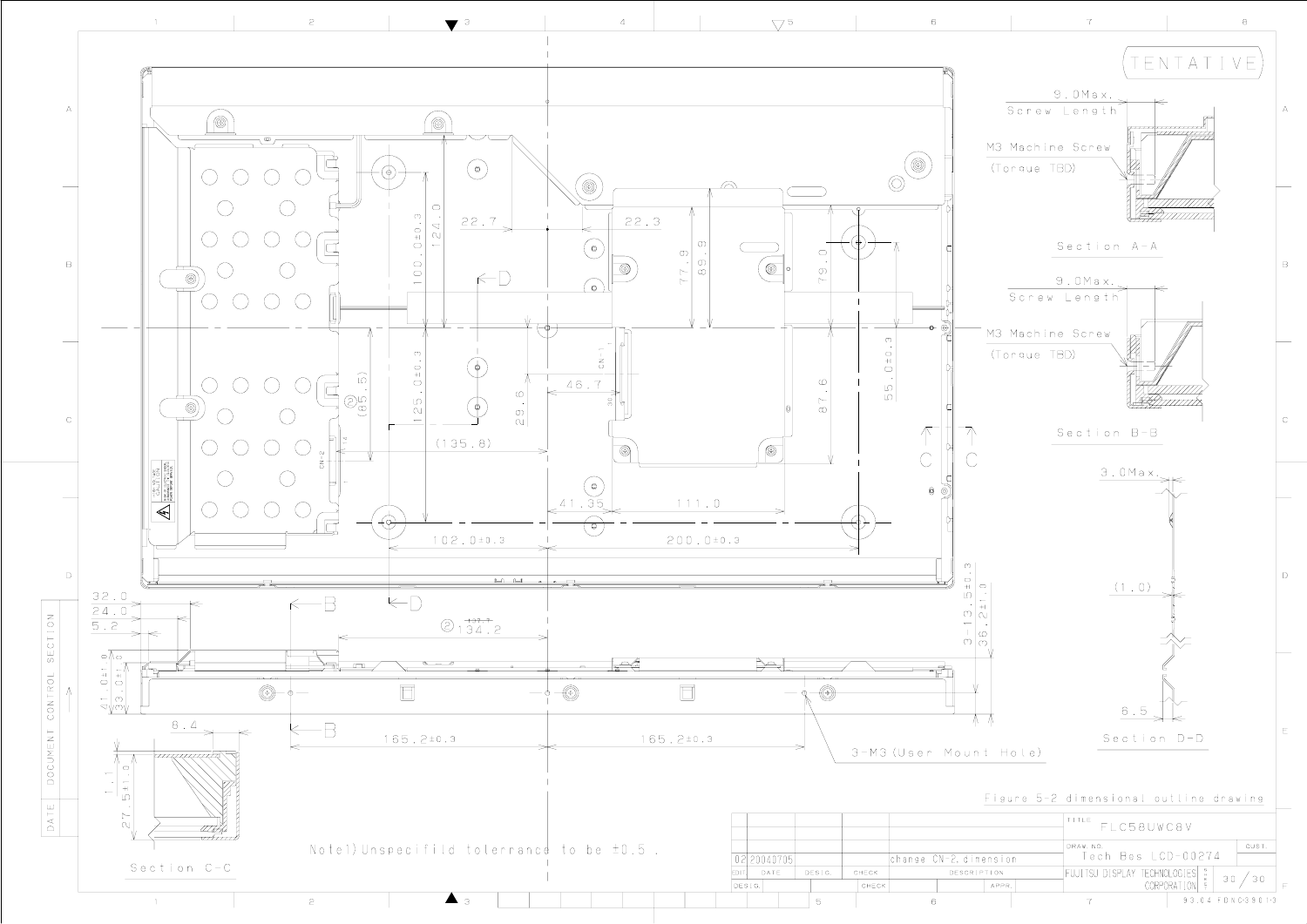TENTATIVE

9.0Max.
Screw Length
M3 Machine Screw
(Torque TBD)

Section A-A

9.0Max.
Screw Length
M3 Machine Screw
(Torque TBD)

Section B-B

3.0Max.
(1.0)
6.5

Section D-D

22.7
22.3
100.0±0.3
124.0
77.9
89.9
79.0
125.0±0.3
29.6
46.7
(85.5)
87.6
55.0±0.3
(135.8)
41.35
111.0
102.0±0.3
200.0±0.3
32.0
24.0
5.2
134.2
41.0±1.0
33.0±1.0
3-13.5±0.3
36.2±1.0
6.4
165.2±0.3
165.2±0.3
3-M3(User Mount Hole)
1.1
27.5±1.0

Section C-C

Note1)Unspecifild tolerrance to be ±0.5 .

Figure 5-2 dimensional outline drawing

| | | | | |
|---|---|---|---|---|
| 02 | 20040705 | | | change CN-2 dimension |
| EDIT. | DATE | DESIG. | CHECK | DESCRIPTION |
| DESIG. | | | CHECK | APPR. |

TITLE FLC58UWC8V
DRAW. NO. Tech Bes LCD-00274
FUJITSU DISPLAY TECHNOLOGIES CORPORATION
CUST.
30/30

DATE DOCUMENT CONTROL SECTION